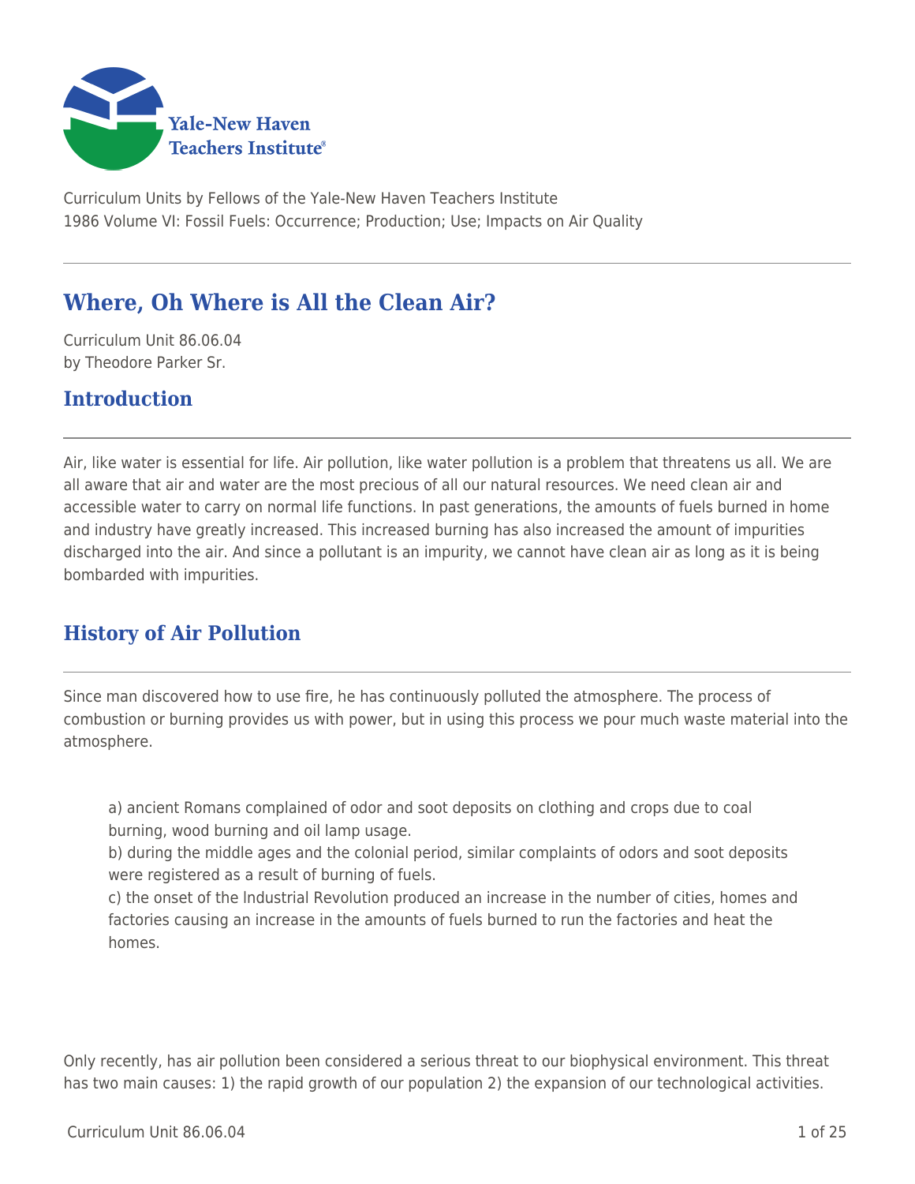Curriculum Units by Fellows of the Yale-New Haven Teachers Institute
1986 Volume VI: Fossil Fuels: Occurrence; Production; Use; Impacts on Air Quality

# Where, Oh Where is All the Clean Air?

Curriculum Unit 86.06.04
by Theodore Parker Sr.

## Introduction

Air, like water is essential for life. Air pollution, like water pollution is a problem that threatens us all. We are all aware that air and water are the most precious of all our natural resources. We need clean air and accessible water to carry on normal life functions. In past generations, the amounts of fuels burned in home and industry have greatly increased. This increased burning has also increased the amount of impurities discharged into the air. And since a pollutant is an impurity, we cannot have clean air as long as it is being bombarded with impurities.

## History of Air Pollution

Since man discovered how to use fire, he has continuously polluted the atmosphere. The process of combustion or burning provides us with power, but in using this process we pour much waste material into the atmosphere.

a) ancient Romans complained of odor and soot deposits on clothing and crops due to coal burning, wood burning and oil lamp usage.
b) during the middle ages and the colonial period, similar complaints of odors and soot deposits were registered as a result of burning of fuels.
c) the onset of the Industrial Revolution produced an increase in the number of cities, homes and factories causing an increase in the amounts of fuels burned to run the factories and heat the homes.

Only recently, has air pollution been considered a serious threat to our biophysical environment. This threat has two main causes: 1) the rapid growth of our population 2) the expansion of our technological activities.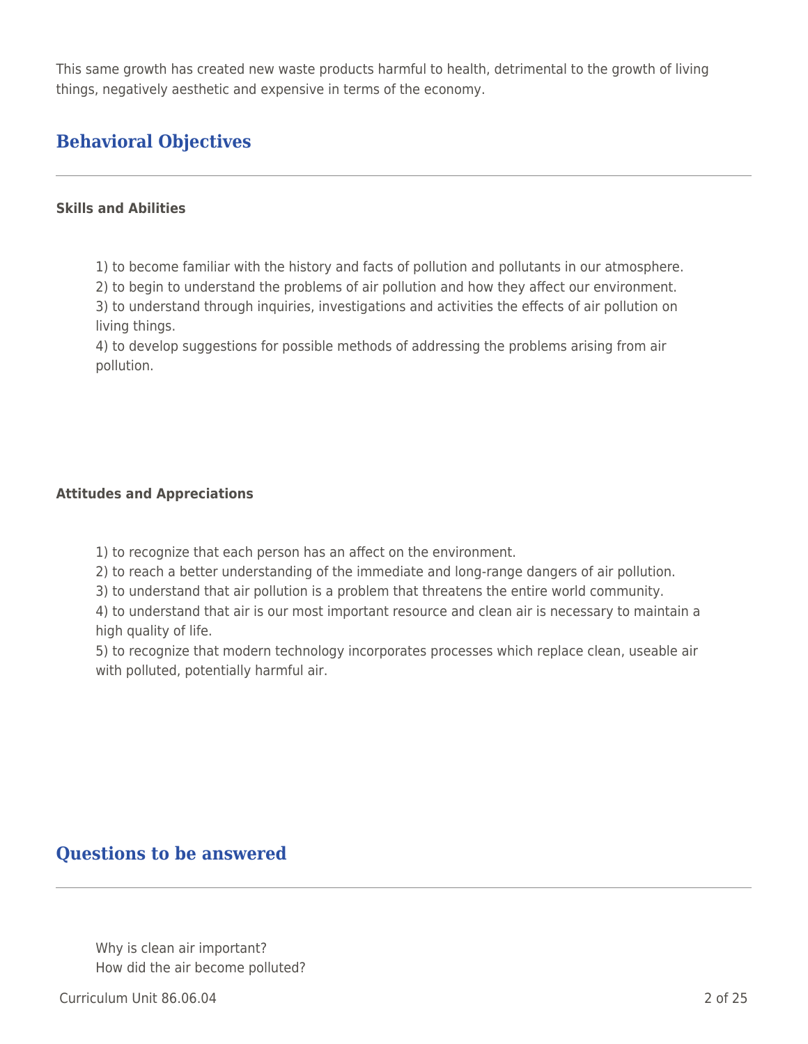This same growth has created new waste products harmful to health, detrimental to the growth of living things, negatively aesthetic and expensive in terms of the economy.

## Behavioral Objectives

**Skills and Abilities**

1) to become familiar with the history and facts of pollution and pollutants in our atmosphere.
2) to begin to understand the problems of air pollution and how they affect our environment.
3) to understand through inquiries, investigations and activities the effects of air pollution on living things.
4) to develop suggestions for possible methods of addressing the problems arising from air pollution.

**Attitudes and Appreciations**

1) to recognize that each person has an affect on the environment.
2) to reach a better understanding of the immediate and long-range dangers of air pollution.
3) to understand that air pollution is a problem that threatens the entire world community.
4) to understand that air is our most important resource and clean air is necessary to maintain a high quality of life.
5) to recognize that modern technology incorporates processes which replace clean, useable air with polluted, potentially harmful air.

## Questions to be answered

Why is clean air important?
How did the air become polluted?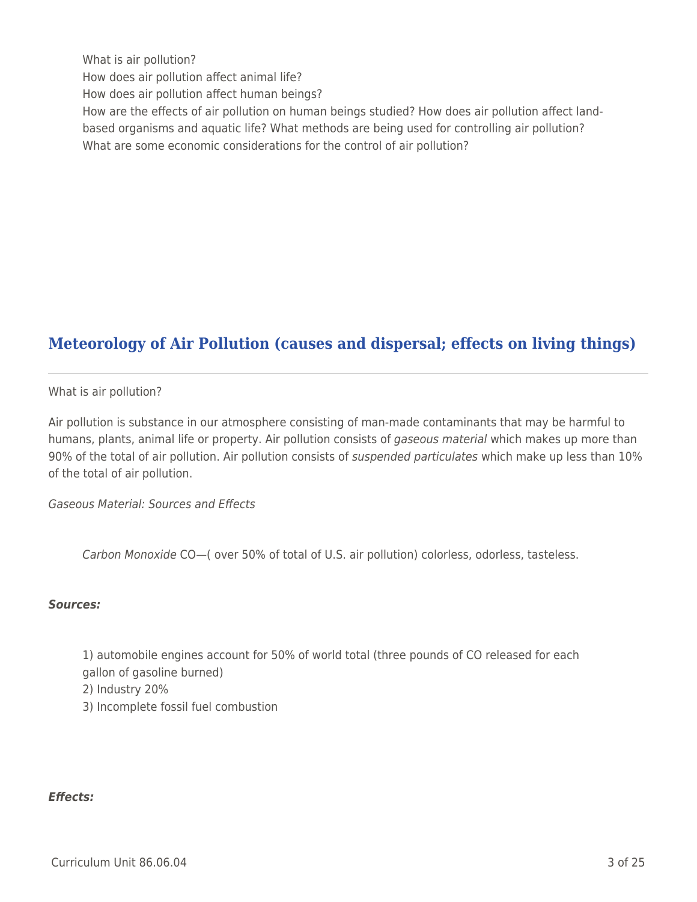What is air pollution?
How does air pollution affect animal life?
How does air pollution affect human beings?
How are the effects of air pollution on human beings studied? How does air pollution affect land-based organisms and aquatic life? What methods are being used for controlling air pollution? What are some economic considerations for the control of air pollution?

## Meteorology of Air Pollution (causes and dispersal; effects on living things)

What is air pollution?

Air pollution is substance in our atmosphere consisting of man-made contaminants that may be harmful to humans, plants, animal life or property. Air pollution consists of *gaseous material* which makes up more than 90% of the total of air pollution. Air pollution consists of *suspended particulates* which make up less than 10% of the total of air pollution.

*Gaseous Material: Sources and Effects*

*Carbon Monoxide* CO—( over 50% of total of U.S. air pollution) colorless, odorless, tasteless.

***Sources:***

1) automobile engines account for 50% of world total (three pounds of CO released for each gallon of gasoline burned)
2) Industry 20%
3) Incomplete fossil fuel combustion

***Effects:***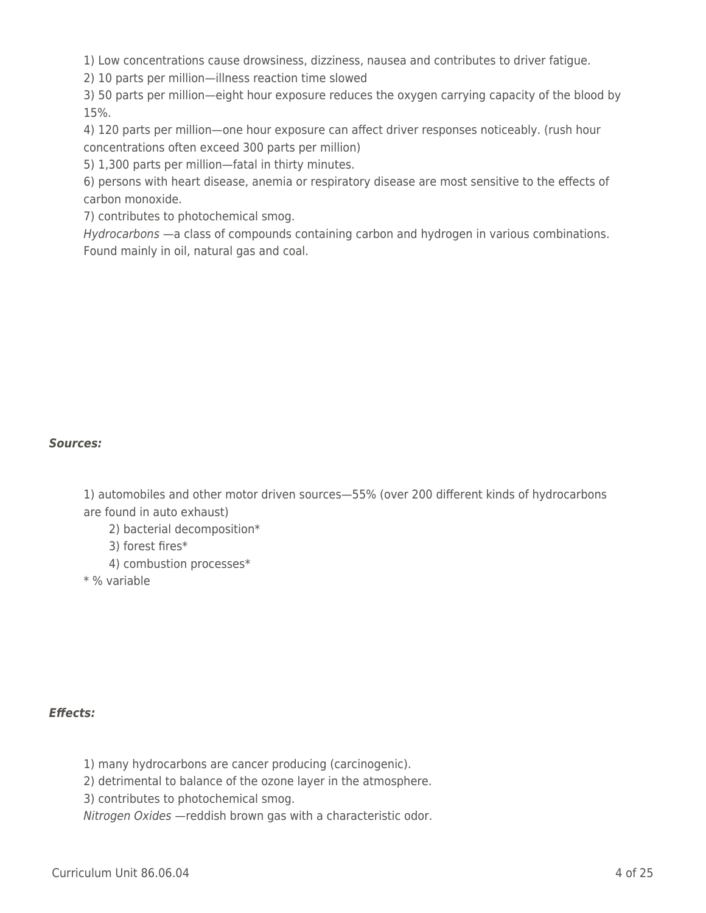1) Low concentrations cause drowsiness, dizziness, nausea and contributes to driver fatigue.
2) 10 parts per million—illness reaction time slowed
3) 50 parts per million—eight hour exposure reduces the oxygen carrying capacity of the blood by 15%.
4) 120 parts per million—one hour exposure can affect driver responses noticeably. (rush hour concentrations often exceed 300 parts per million)
5) 1,300 parts per million—fatal in thirty minutes.
6) persons with heart disease, anemia or respiratory disease are most sensitive to the effects of carbon monoxide.
7) contributes to photochemical smog.

*Hydrocarbons* —a class of compounds containing carbon and hydrogen in various combinations. Found mainly in oil, natural gas and coal.

***Sources:***

1) automobiles and other motor driven sources—55% (over 200 different kinds of hydrocarbons are found in auto exhaust)
2) bacterial decomposition*
3) forest fires*
4) combustion processes*

* % variable

***Effects:***

1) many hydrocarbons are cancer producing (carcinogenic).
2) detrimental to balance of the ozone layer in the atmosphere.
3) contributes to photochemical smog.

*Nitrogen Oxides* —reddish brown gas with a characteristic odor.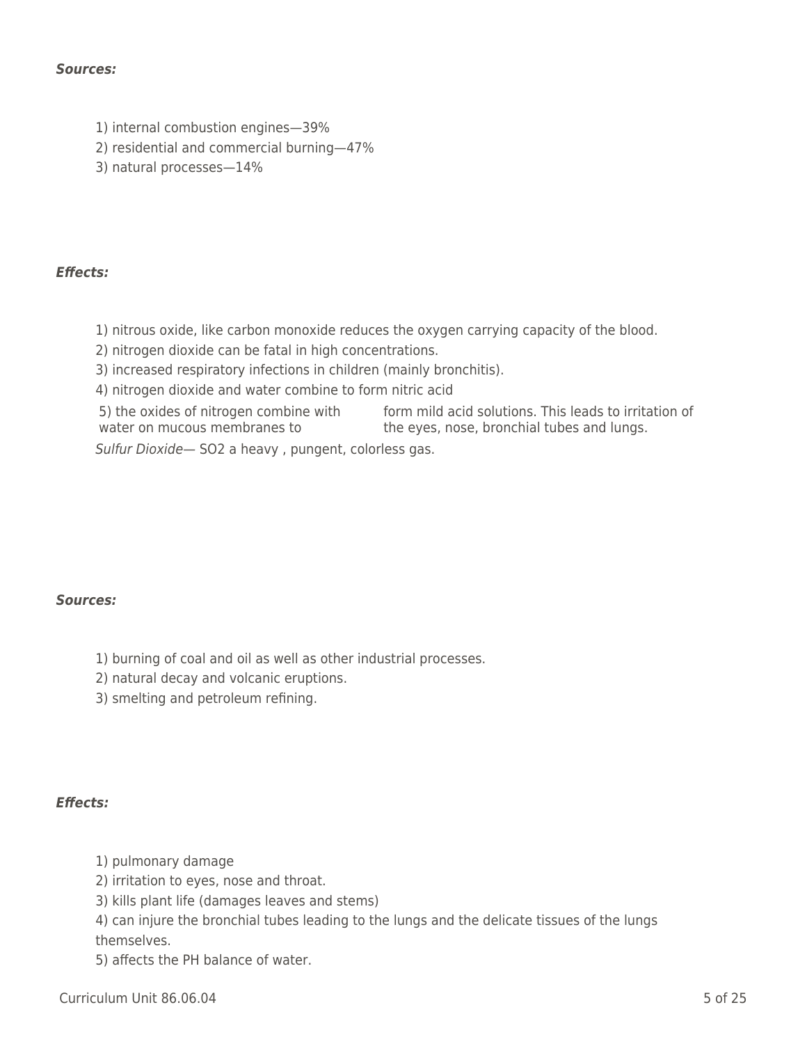***Sources:***

1) internal combustion engines—39%
2) residential and commercial burning—47%
3) natural processes—14%

***Effects:***

1) nitrous oxide, like carbon monoxide reduces the oxygen carrying capacity of the blood.
2) nitrogen dioxide can be fatal in high concentrations.
3) increased respiratory infections in children (mainly bronchitis).
4) nitrogen dioxide and water combine to form nitric acid
5) the oxides of nitrogen combine with water on mucous membranes to form mild acid solutions. This leads to irritation of the eyes, nose, bronchial tubes and lungs.

*Sulfur Dioxide*— $SO_2$ a heavy , pungent, colorless gas.

***Sources:***

1) burning of coal and oil as well as other industrial processes.
2) natural decay and volcanic eruptions.
3) smelting and petroleum refining.

***Effects:***

1) pulmonary damage
2) irritation to eyes, nose and throat.
3) kills plant life (damages leaves and stems)
4) can injure the bronchial tubes leading to the lungs and the delicate tissues of the lungs themselves.
5) affects the PH balance of water.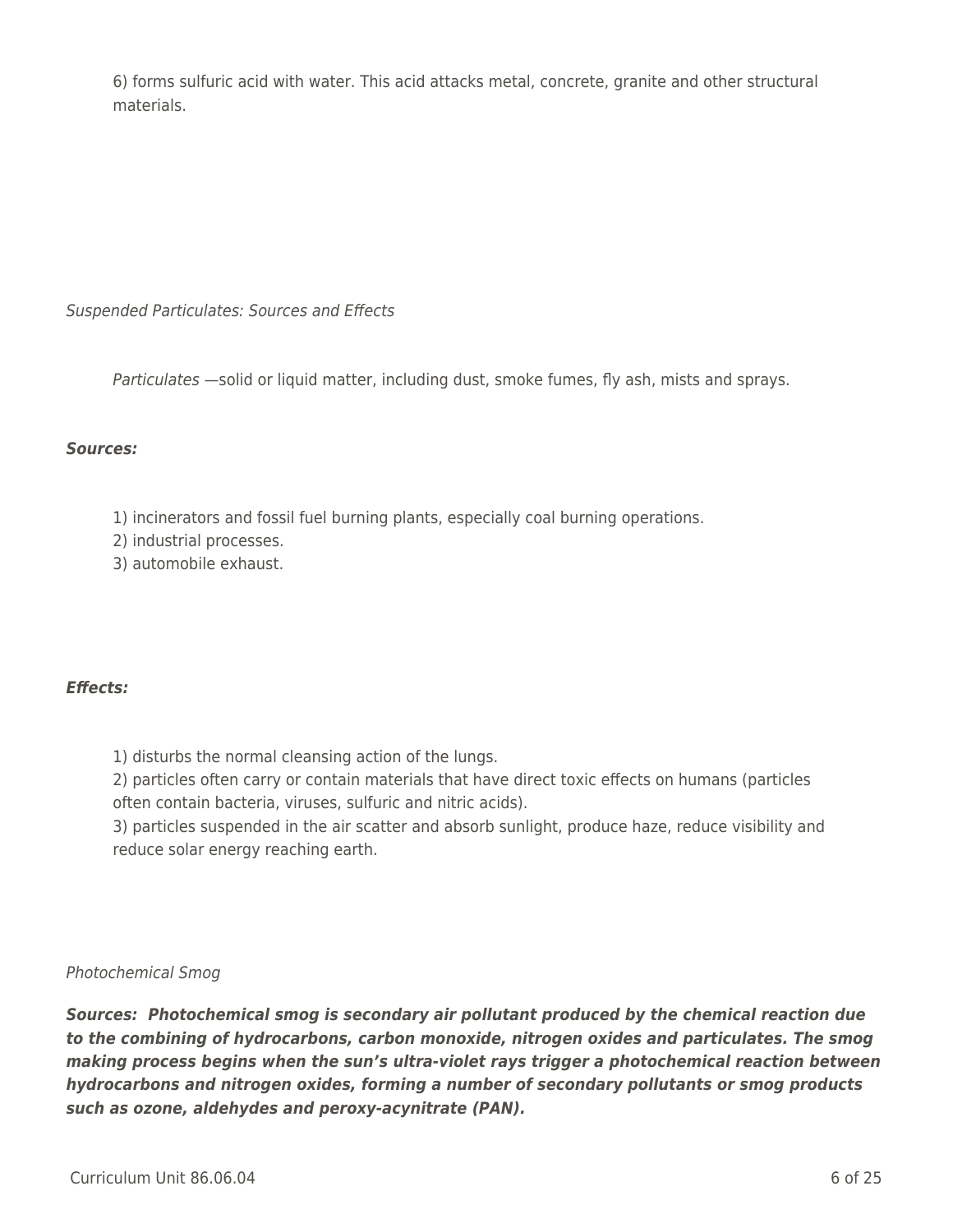6) forms sulfuric acid with water. This acid attacks metal, concrete, granite and other structural materials.

*Suspended Particulates: Sources and Effects*

*Particulates* —solid or liquid matter, including dust, smoke fumes, fly ash, mists and sprays.

***Sources:***

1) incinerators and fossil fuel burning plants, especially coal burning operations.
2) industrial processes.
3) automobile exhaust.

***Effects:***

1) disturbs the normal cleansing action of the lungs.
2) particles often carry or contain materials that have direct toxic effects on humans (particles often contain bacteria, viruses, sulfuric and nitric acids).
3) particles suspended in the air scatter and absorb sunlight, produce haze, reduce visibility and reduce solar energy reaching earth.

*Photochemical Smog*

***Sources: Photochemical smog is secondary air pollutant produced by the chemical reaction due to the combining of hydrocarbons, carbon monoxide, nitrogen oxides and particulates. The smog making process begins when the sun's ultra-violet rays trigger a photochemical reaction between hydrocarbons and nitrogen oxides, forming a number of secondary pollutants or smog products such as ozone, aldehydes and peroxy-acynitrate (PAN).***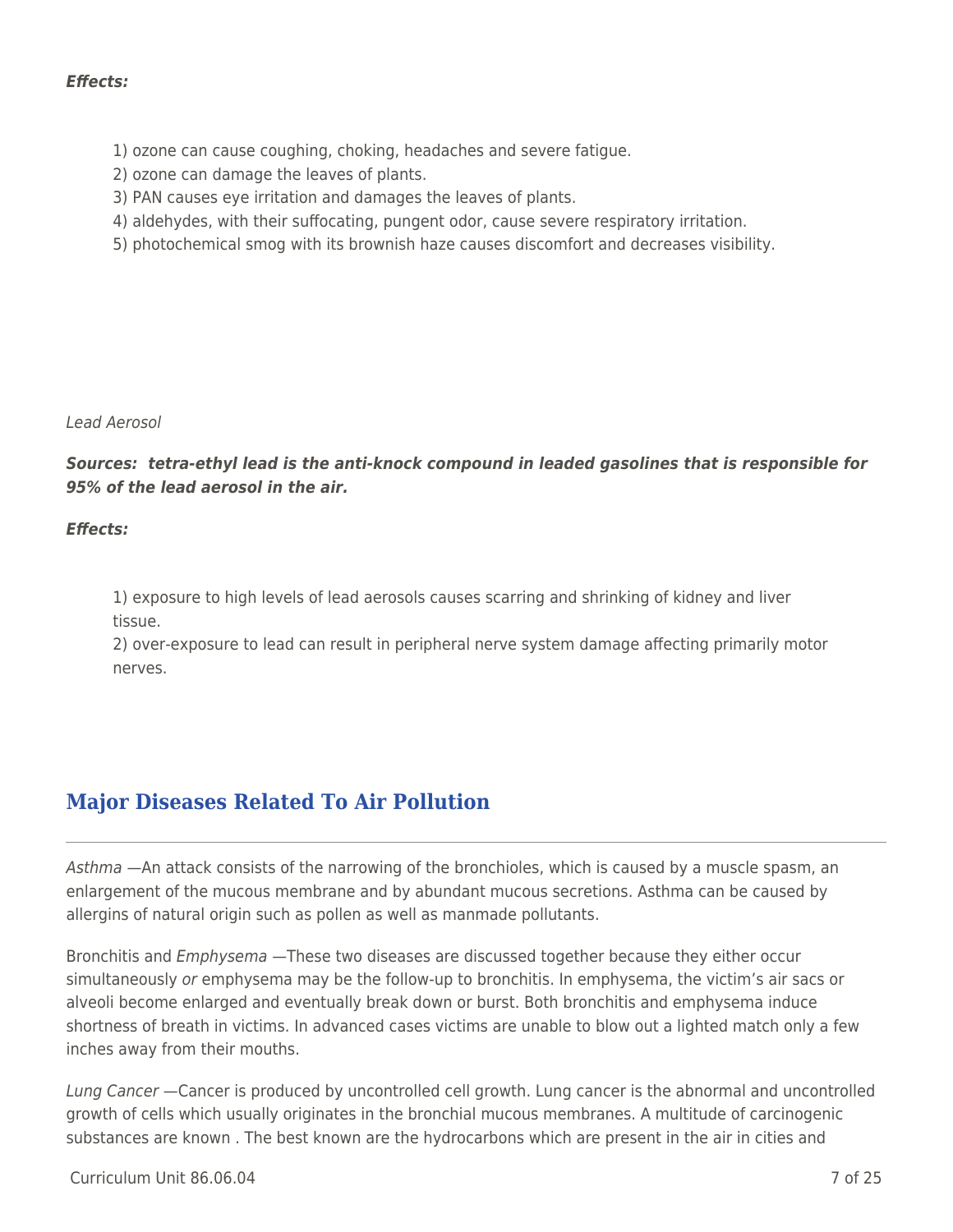***Effects:***

1) ozone can cause coughing, choking, headaches and severe fatigue.
2) ozone can damage the leaves of plants.
3) PAN causes eye irritation and damages the leaves of plants.
4) aldehydes, with their suffocating, pungent odor, cause severe respiratory irritation.
5) photochemical smog with its brownish haze causes discomfort and decreases visibility.

*Lead Aerosol*

***Sources: tetra-ethyl lead is the anti-knock compound in leaded gasolines that is responsible for 95% of the lead aerosol in the air.***

***Effects:***

1) exposure to high levels of lead aerosols causes scarring and shrinking of kidney and liver tissue.
2) over-exposure to lead can result in peripheral nerve system damage affecting primarily motor nerves.

## Major Diseases Related To Air Pollution

*Asthma* —An attack consists of the narrowing of the bronchioles, which is caused by a muscle spasm, an enlargement of the mucous membrane and by abundant mucous secretions. Asthma can be caused by allergins of natural origin such as pollen as well as manmade pollutants.

Bronchitis and *Emphysema* —These two diseases are discussed together because they either occur simultaneously *or* emphysema may be the follow-up to bronchitis. In emphysema, the victim's air sacs or alveoli become enlarged and eventually break down or burst. Both bronchitis and emphysema induce shortness of breath in victims. In advanced cases victims are unable to blow out a lighted match only a few inches away from their mouths.

*Lung Cancer* —Cancer is produced by uncontrolled cell growth. Lung cancer is the abnormal and uncontrolled growth of cells which usually originates in the bronchial mucous membranes. A multitude of carcinogenic substances are known . The best known are the hydrocarbons which are present in the air in cities and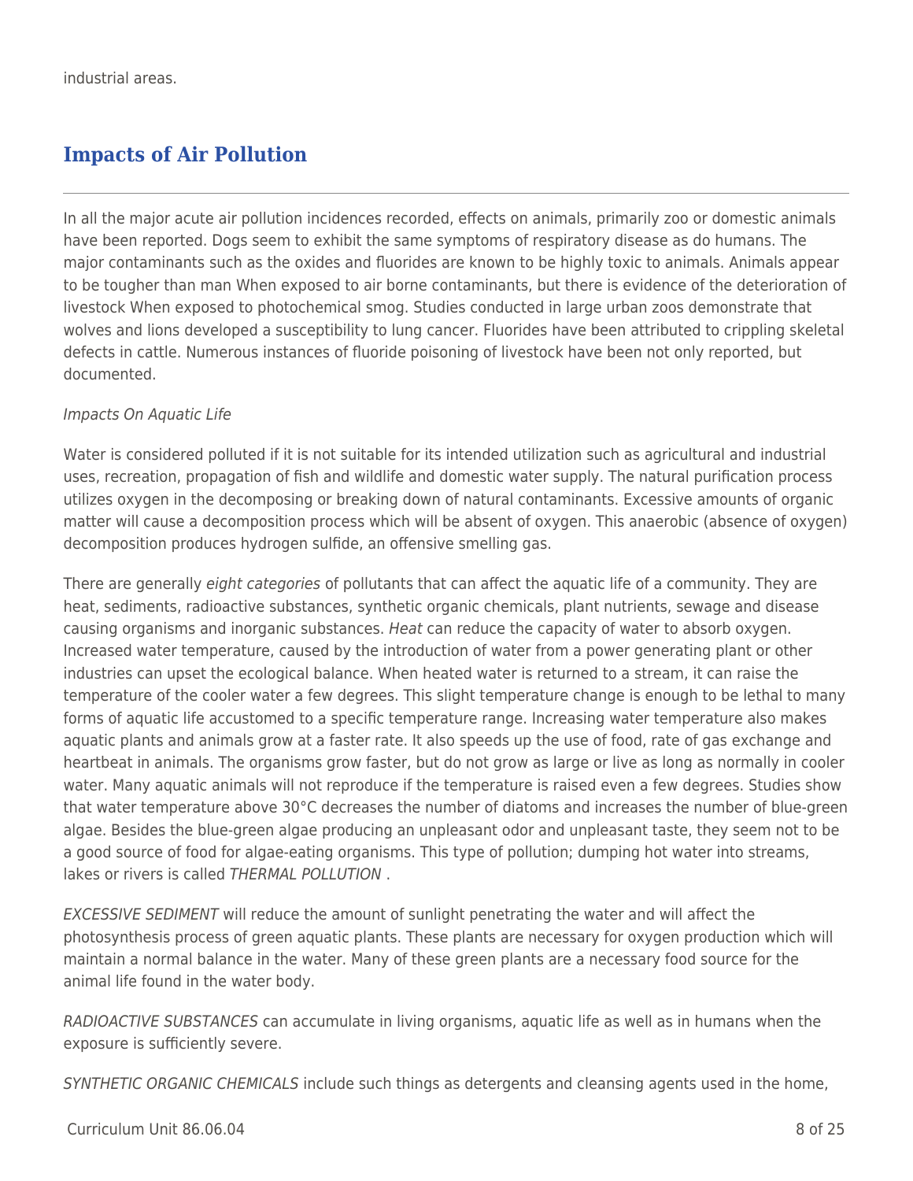industrial areas.

## Impacts of Air Pollution

In all the major acute air pollution incidences recorded, effects on animals, primarily zoo or domestic animals have been reported. Dogs seem to exhibit the same symptoms of respiratory disease as do humans. The major contaminants such as the oxides and fluorides are known to be highly toxic to animals. Animals appear to be tougher than man When exposed to air borne contaminants, but there is evidence of the deterioration of livestock When exposed to photochemical smog. Studies conducted in large urban zoos demonstrate that wolves and lions developed a susceptibility to lung cancer. Fluorides have been attributed to crippling skeletal defects in cattle. Numerous instances of fluoride poisoning of livestock have been not only reported, but documented.

*Impacts On Aquatic Life*

Water is considered polluted if it is not suitable for its intended utilization such as agricultural and industrial uses, recreation, propagation of fish and wildlife and domestic water supply. The natural purification process utilizes oxygen in the decomposing or breaking down of natural contaminants. Excessive amounts of organic matter will cause a decomposition process which will be absent of oxygen. This anaerobic (absence of oxygen) decomposition produces hydrogen sulfide, an offensive smelling gas.

There are generally *eight categories* of pollutants that can affect the aquatic life of a community. They are heat, sediments, radioactive substances, synthetic organic chemicals, plant nutrients, sewage and disease causing organisms and inorganic substances. *Heat* can reduce the capacity of water to absorb oxygen. Increased water temperature, caused by the introduction of water from a power generating plant or other industries can upset the ecological balance. When heated water is returned to a stream, it can raise the temperature of the cooler water a few degrees. This slight temperature change is enough to be lethal to many forms of aquatic life accustomed to a specific temperature range. Increasing water temperature also makes aquatic plants and animals grow at a faster rate. It also speeds up the use of food, rate of gas exchange and heartbeat in animals. The organisms grow faster, but do not grow as large or live as long as normally in cooler water. Many aquatic animals will not reproduce if the temperature is raised even a few degrees. Studies show that water temperature above 30°C decreases the number of diatoms and increases the number of blue-green algae. Besides the blue-green algae producing an unpleasant odor and unpleasant taste, they seem not to be a good source of food for algae-eating organisms. This type of pollution; dumping hot water into streams, lakes or rivers is called *THERMAL POLLUTION* .

*EXCESSIVE SEDIMENT* will reduce the amount of sunlight penetrating the water and will affect the photosynthesis process of green aquatic plants. These plants are necessary for oxygen production which will maintain a normal balance in the water. Many of these green plants are a necessary food source for the animal life found in the water body.

*RADIOACTIVE SUBSTANCES* can accumulate in living organisms, aquatic life as well as in humans when the exposure is sufficiently severe.

*SYNTHETIC ORGANIC CHEMICALS* include such things as detergents and cleansing agents used in the home,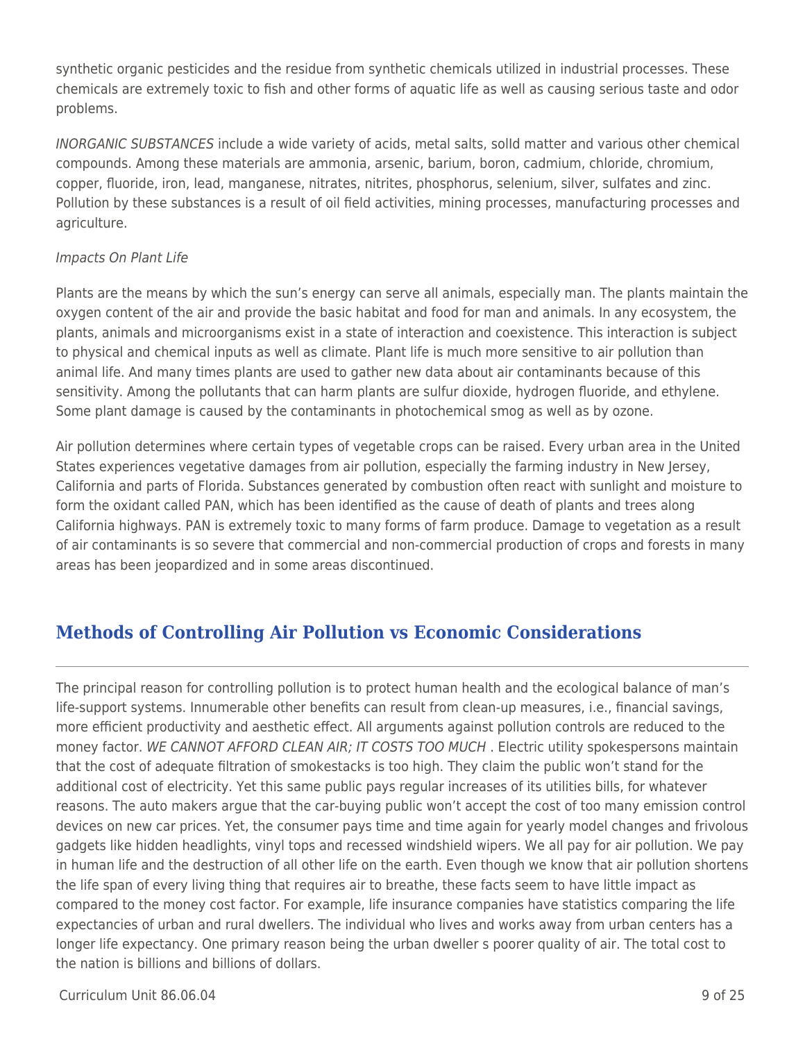synthetic organic pesticides and the residue from synthetic chemicals utilized in industrial processes. These chemicals are extremely toxic to fish and other forms of aquatic life as well as causing serious taste and odor problems.

*INORGANIC SUBSTANCES* include a wide variety of acids, metal salts, solld matter and various other chemical compounds. Among these materials are ammonia, arsenic, barium, boron, cadmium, chloride, chromium, copper, fluoride, iron, lead, manganese, nitrates, nitrites, phosphorus, selenium, silver, sulfates and zinc. Pollution by these substances is a result of oil field activities, mining processes, manufacturing processes and agriculture.

*Impacts On Plant Life*

Plants are the means by which the sun's energy can serve all animals, especially man. The plants maintain the oxygen content of the air and provide the basic habitat and food for man and animals. In any ecosystem, the plants, animals and microorganisms exist in a state of interaction and coexistence. This interaction is subject to physical and chemical inputs as well as climate. Plant life is much more sensitive to air pollution than animal life. And many times plants are used to gather new data about air contaminants because of this sensitivity. Among the pollutants that can harm plants are sulfur dioxide, hydrogen fluoride, and ethylene. Some plant damage is caused by the contaminants in photochemical smog as well as by ozone.

Air pollution determines where certain types of vegetable crops can be raised. Every urban area in the United States experiences vegetative damages from air pollution, especially the farming industry in New Jersey, California and parts of Florida. Substances generated by combustion often react with sunlight and moisture to form the oxidant called PAN, which has been identified as the cause of death of plants and trees along California highways. PAN is extremely toxic to many forms of farm produce. Damage to vegetation as a result of air contaminants is so severe that commercial and non-commercial production of crops and forests in many areas has been jeopardized and in some areas discontinued.

## Methods of Controlling Air Pollution vs Economic Considerations

The principal reason for controlling pollution is to protect human health and the ecological balance of man's life-support systems. Innumerable other benefits can result from clean-up measures, i.e., financial savings, more efficient productivity and aesthetic effect. All arguments against pollution controls are reduced to the money factor. *WE CANNOT AFFORD CLEAN AIR; IT COSTS TOO MUCH* . Electric utility spokespersons maintain that the cost of adequate filtration of smokestacks is too high. They claim the public won't stand for the additional cost of electricity. Yet this same public pays regular increases of its utilities bills, for whatever reasons. The auto makers argue that the car-buying public won't accept the cost of too many emission control devices on new car prices. Yet, the consumer pays time and time again for yearly model changes and frivolous gadgets like hidden headlights, vinyl tops and recessed windshield wipers. We all pay for air pollution. We pay in human life and the destruction of all other life on the earth. Even though we know that air pollution shortens the life span of every living thing that requires air to breathe, these facts seem to have little impact as compared to the money cost factor. For example, life insurance companies have statistics comparing the life expectancies of urban and rural dwellers. The individual who lives and works away from urban centers has a longer life expectancy. One primary reason being the urban dweller s poorer quality of air. The total cost to the nation is billions and billions of dollars.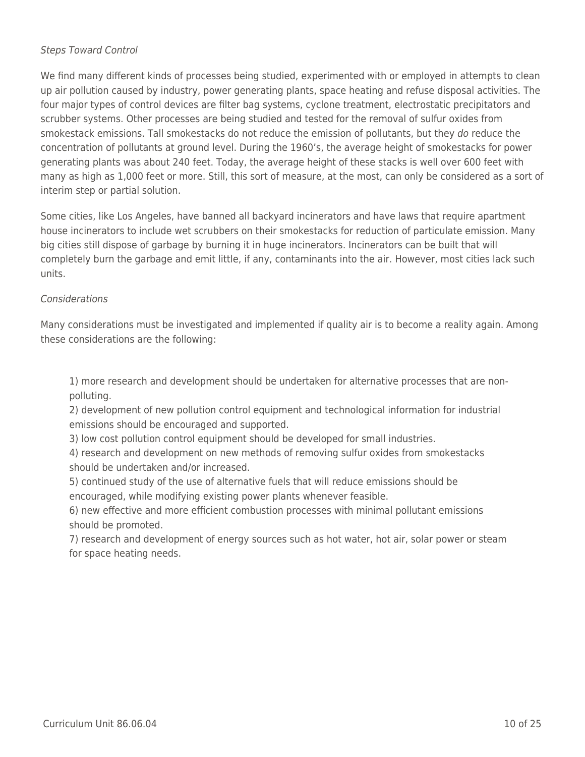*Steps Toward Control*

We find many different kinds of processes being studied, experimented with or employed in attempts to clean up air pollution caused by industry, power generating plants, space heating and refuse disposal activities. The four major types of control devices are filter bag systems, cyclone treatment, electrostatic precipitators and scrubber systems. Other processes are being studied and tested for the removal of sulfur oxides from smokestack emissions. Tall smokestacks do not reduce the emission of pollutants, but they *do* reduce the concentration of pollutants at ground level. During the 1960's, the average height of smokestacks for power generating plants was about 240 feet. Today, the average height of these stacks is well over 600 feet with many as high as 1,000 feet or more. Still, this sort of measure, at the most, can only be considered as a sort of interim step or partial solution.

Some cities, like Los Angeles, have banned all backyard incinerators and have laws that require apartment house incinerators to include wet scrubbers on their smokestacks for reduction of particulate emission. Many big cities still dispose of garbage by burning it in huge incinerators. Incinerators can be built that will completely burn the garbage and emit little, if any, contaminants into the air. However, most cities lack such units.

*Considerations*

Many considerations must be investigated and implemented if quality air is to become a reality again. Among these considerations are the following:

1) more research and development should be undertaken for alternative processes that are non-polluting.
2) development of new pollution control equipment and technological information for industrial emissions should be encouraged and supported.
3) low cost pollution control equipment should be developed for small industries.
4) research and development on new methods of removing sulfur oxides from smokestacks should be undertaken and/or increased.
5) continued study of the use of alternative fuels that will reduce emissions should be encouraged, while modifying existing power plants whenever feasible.
6) new effective and more efficient combustion processes with minimal pollutant emissions should be promoted.
7) research and development of energy sources such as hot water, hot air, solar power or steam for space heating needs.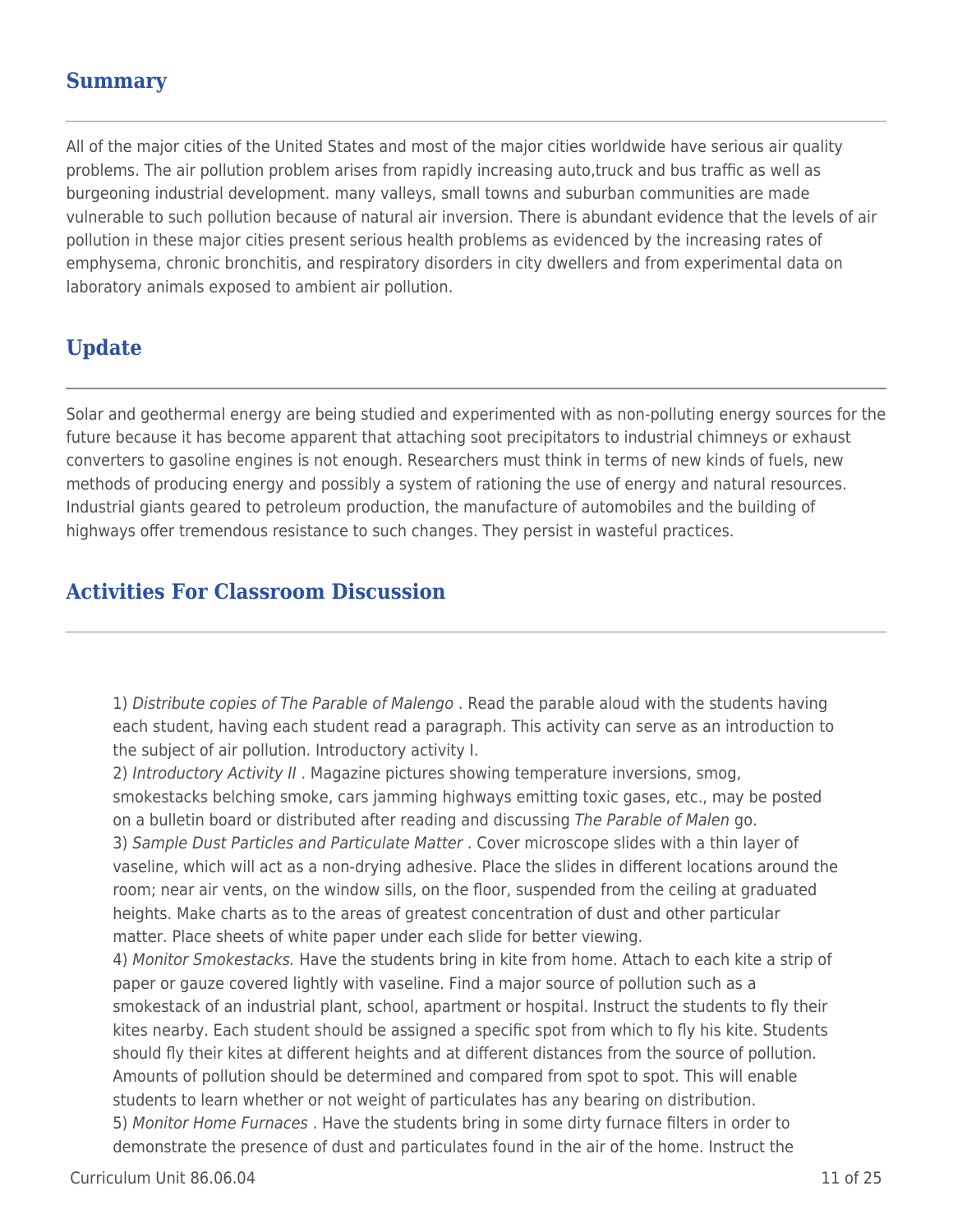## Summary

All of the major cities of the United States and most of the major cities worldwide have serious air quality problems. The air pollution problem arises from rapidly increasing auto,truck and bus traffic as well as burgeoning industrial development. many valleys, small towns and suburban communities are made vulnerable to such pollution because of natural air inversion. There is abundant evidence that the levels of air pollution in these major cities present serious health problems as evidenced by the increasing rates of emphysema, chronic bronchitis, and respiratory disorders in city dwellers and from experimental data on laboratory animals exposed to ambient air pollution.

## Update

Solar and geothermal energy are being studied and experimented with as non-polluting energy sources for the future because it has become apparent that attaching soot precipitators to industrial chimneys or exhaust converters to gasoline engines is not enough. Researchers must think in terms of new kinds of fuels, new methods of producing energy and possibly a system of rationing the use of energy and natural resources. Industrial giants geared to petroleum production, the manufacture of automobiles and the building of highways offer tremendous resistance to such changes. They persist in wasteful practices.

## Activities For Classroom Discussion

1) *Distribute copies of The Parable of Malengo* . Read the parable aloud with the students having each student, having each student read a paragraph. This activity can serve as an introduction to the subject of air pollution. Introductory activity I.

2) *Introductory Activity II* . Magazine pictures showing temperature inversions, smog, smokestacks belching smoke, cars jamming highways emitting toxic gases, etc., may be posted on a bulletin board or distributed after reading and discussing *The Parable of Malen* go.

3) *Sample Dust Particles and Particulate Matter* . Cover microscope slides with a thin layer of vaseline, which will act as a non-drying adhesive. Place the slides in different locations around the room; near air vents, on the window sills, on the floor, suspended from the ceiling at graduated heights. Make charts as to the areas of greatest concentration of dust and other particular matter. Place sheets of white paper under each slide for better viewing.

4) *Monitor Smokestacks.* Have the students bring in kite from home. Attach to each kite a strip of paper or gauze covered lightly with vaseline. Find a major source of pollution such as a smokestack of an industrial plant, school, apartment or hospital. Instruct the students to fly their kites nearby. Each student should be assigned a specific spot from which to fly his kite. Students should fly their kites at different heights and at different distances from the source of pollution. Amounts of pollution should be determined and compared from spot to spot. This will enable students to learn whether or not weight of particulates has any bearing on distribution.

5) *Monitor Home Furnaces* . Have the students bring in some dirty furnace filters in order to demonstrate the presence of dust and particulates found in the air of the home. Instruct the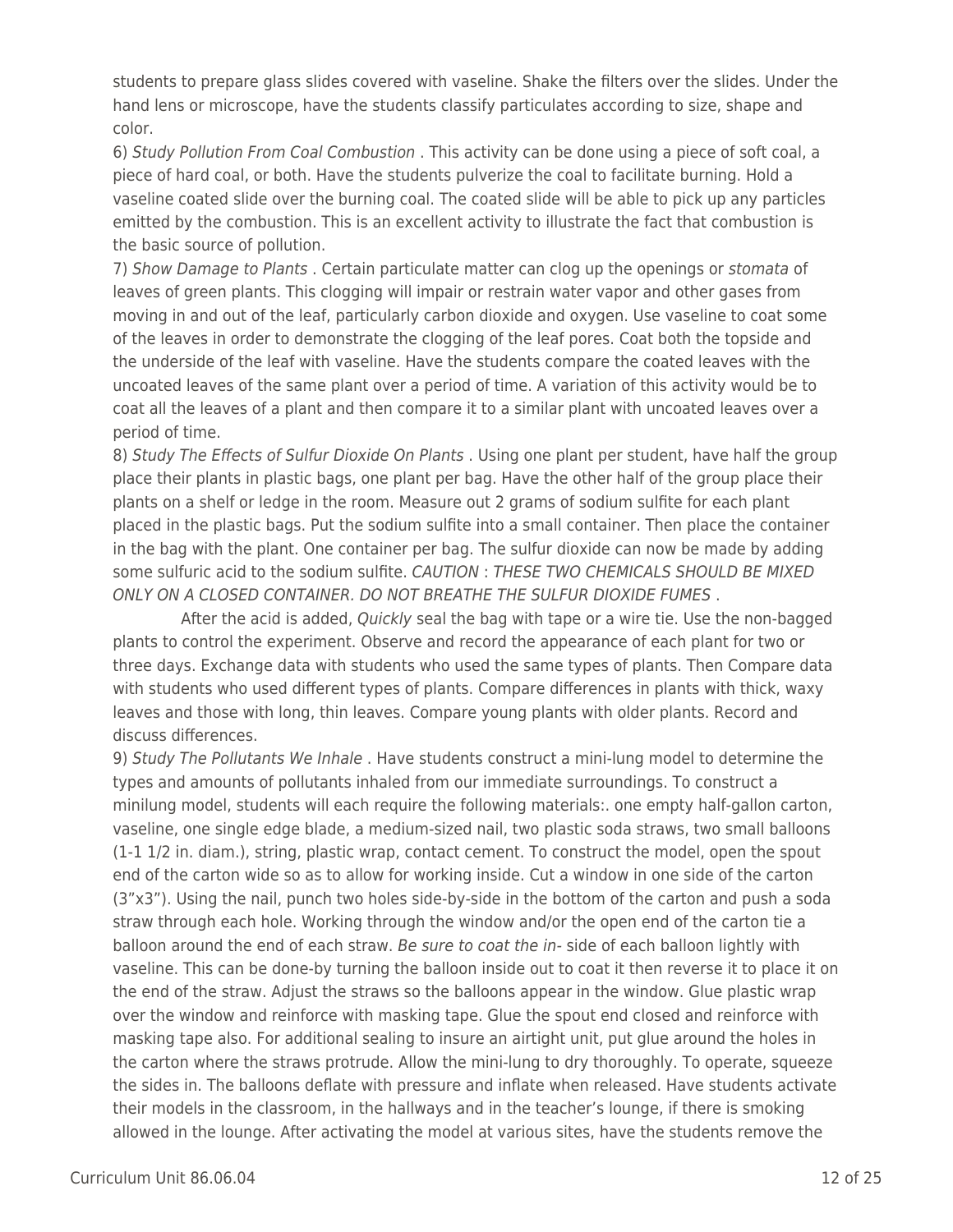students to prepare glass slides covered with vaseline. Shake the filters over the slides. Under the hand lens or microscope, have the students classify particulates according to size, shape and color.

6) *Study Pollution From Coal Combustion* . This activity can be done using a piece of soft coal, a piece of hard coal, or both. Have the students pulverize the coal to facilitate burning. Hold a vaseline coated slide over the burning coal. The coated slide will be able to pick up any particles emitted by the combustion. This is an excellent activity to illustrate the fact that combustion is the basic source of pollution.

7) *Show Damage to Plants* . Certain particulate matter can clog up the openings or *stomata* of leaves of green plants. This clogging will impair or restrain water vapor and other gases from moving in and out of the leaf, particularly carbon dioxide and oxygen. Use vaseline to coat some of the leaves in order to demonstrate the clogging of the leaf pores. Coat both the topside and the underside of the leaf with vaseline. Have the students compare the coated leaves with the uncoated leaves of the same plant over a period of time. A variation of this activity would be to coat all the leaves of a plant and then compare it to a similar plant with uncoated leaves over a period of time.

8) *Study The Effects of Sulfur Dioxide On Plants* . Using one plant per student, have half the group place their plants in plastic bags, one plant per bag. Have the other half of the group place their plants on a shelf or ledge in the room. Measure out 2 grams of sodium sulfite for each plant placed in the plastic bags. Put the sodium sulfite into a small container. Then place the container in the bag with the plant. One container per bag. The sulfur dioxide can now be made by adding some sulfuric acid to the sodium sulfite. *CAUTION* : *THESE TWO CHEMICALS SHOULD BE MIXED ONLY ON A CLOSED CONTAINER. DO NOT BREATHE THE SULFUR DIOXIDE FUMES* .

After the acid is added, *Quickly* seal the bag with tape or a wire tie. Use the non-bagged plants to control the experiment. Observe and record the appearance of each plant for two or three days. Exchange data with students who used the same types of plants. Then Compare data with students who used different types of plants. Compare differences in plants with thick, waxy leaves and those with long, thin leaves. Compare young plants with older plants. Record and discuss differences.

9) *Study The Pollutants We Inhale* . Have students construct a mini-lung model to determine the types and amounts of pollutants inhaled from our immediate surroundings. To construct a minilung model, students will each require the following materials:. one empty half-gallon carton, vaseline, one single edge blade, a medium-sized nail, two plastic soda straws, two small balloons (1-1 1/2 in. diam.), string, plastic wrap, contact cement. To construct the model, open the spout end of the carton wide so as to allow for working inside. Cut a window in one side of the carton (3”x3”). Using the nail, punch two holes side-by-side in the bottom of the carton and push a soda straw through each hole. Working through the window and/or the open end of the carton tie a balloon around the end of each straw. *Be sure to coat the in-* side of each balloon lightly with vaseline. This can be done-by turning the balloon inside out to coat it then reverse it to place it on the end of the straw. Adjust the straws so the balloons appear in the window. Glue plastic wrap over the window and reinforce with masking tape. Glue the spout end closed and reinforce with masking tape also. For additional sealing to insure an airtight unit, put glue around the holes in the carton where the straws protrude. Allow the mini-lung to dry thoroughly. To operate, squeeze the sides in. The balloons deflate with pressure and inflate when released. Have students activate their models in the classroom, in the hallways and in the teacher’s lounge, if there is smoking allowed in the lounge. After activating the model at various sites, have the students remove the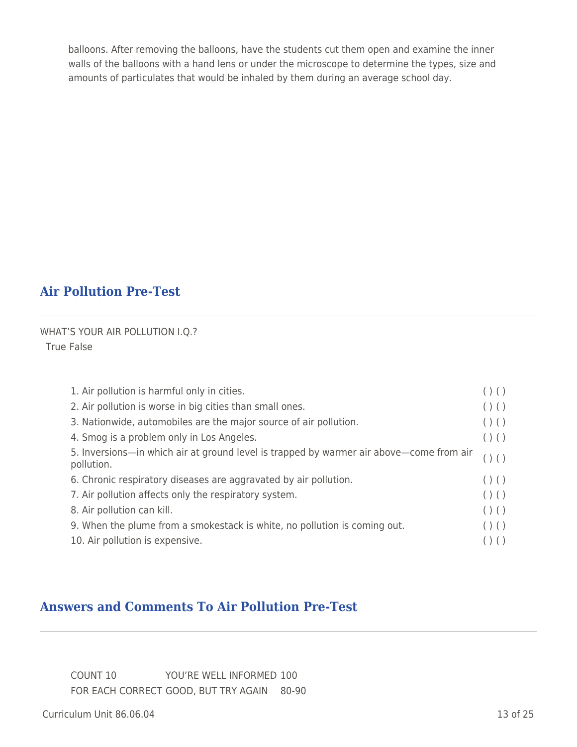balloons. After removing the balloons, have the students cut them open and examine the inner walls of the balloons with a hand lens or under the microscope to determine the types, size and amounts of particulates that would be inhaled by them during an average school day.

## Air Pollution Pre-Test

WHAT'S YOUR AIR POLLUTION I.Q.?

True False

| | |
|---|---|
| 1. Air pollution is harmful only in cities. | ( ) ( ) |
| 2. Air pollution is worse in big cities than small ones. | ( ) ( ) |
| 3. Nationwide, automobiles are the major source of air pollution. | ( ) ( ) |
| 4. Smog is a problem only in Los Angeles. | ( ) ( ) |
| 5. Inversions—in which air at ground level is trapped by warmer air above—come from air pollution. | ( ) ( ) |
| 6. Chronic respiratory diseases are aggravated by air pollution. | ( ) ( ) |
| 7. Air pollution affects only the respiratory system. | ( ) ( ) |
| 8. Air pollution can kill. | ( ) ( ) |
| 9. When the plume from a smokestack is white, no pollution is coming out. | ( ) ( ) |
| 10. Air pollution is expensive. | ( ) ( ) |

## Answers and Comments To Air Pollution Pre-Test

| | | |
|---|---|---|
| COUNT 10 | YOU'RE WELL INFORMED | 100 |
| FOR EACH CORRECT | GOOD, BUT TRY AGAIN | 80-90 |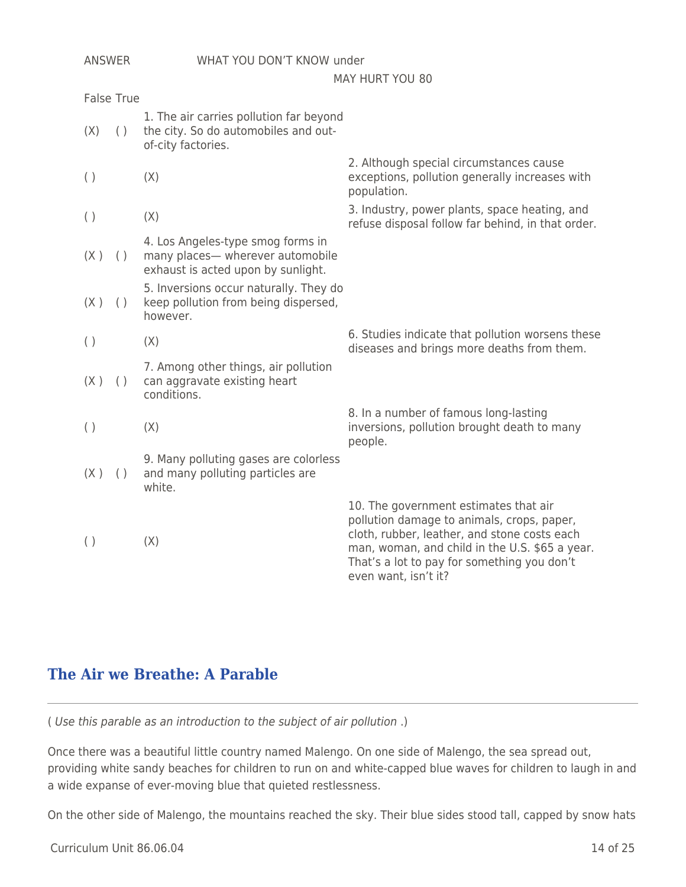ANSWER WHAT YOU DON'T KNOW under

MAY HURT YOU 80

| False | True | |
|---|---|---|
| (X) | ( ) | 1. The air carries pollution far beyond the city. So do automobiles and out-of-city factories. |
| ( ) | (X) | 2. Although special circumstances cause exceptions, pollution generally increases with population. |
| ( ) | (X) | 3. Industry, power plants, space heating, and refuse disposal follow far behind, in that order. |
| (X ) | ( ) | 4. Los Angeles-type smog forms in many places— wherever automobile exhaust is acted upon by sunlight. |
| (X ) | ( ) | 5. Inversions occur naturally. They do keep pollution from being dispersed, however. |
| ( ) | (X) | 6. Studies indicate that pollution worsens these diseases and brings more deaths from them. |
| (X ) | ( ) | 7. Among other things, air pollution can aggravate existing heart conditions. |
| ( ) | (X) | 8. In a number of famous long-lasting inversions, pollution brought death to many people. |
| (X ) | ( ) | 9. Many polluting gases are colorless and many polluting particles are white. |
| ( ) | (X) | 10. The government estimates that air pollution damage to animals, crops, paper, cloth, rubber, leather, and stone costs each man, woman, and child in the U.S. $65 a year. That's a lot to pay for something you don't even want, isn't it? |

## The Air we Breathe: A Parable

( *Use this parable as an introduction to the subject of air pollution* .)

Once there was a beautiful little country named Malengo. On one side of Malengo, the sea spread out, providing white sandy beaches for children to run on and white-capped blue waves for children to laugh in and a wide expanse of ever-moving blue that quieted restlessness.

On the other side of Malengo, the mountains reached the sky. Their blue sides stood tall, capped by snow hats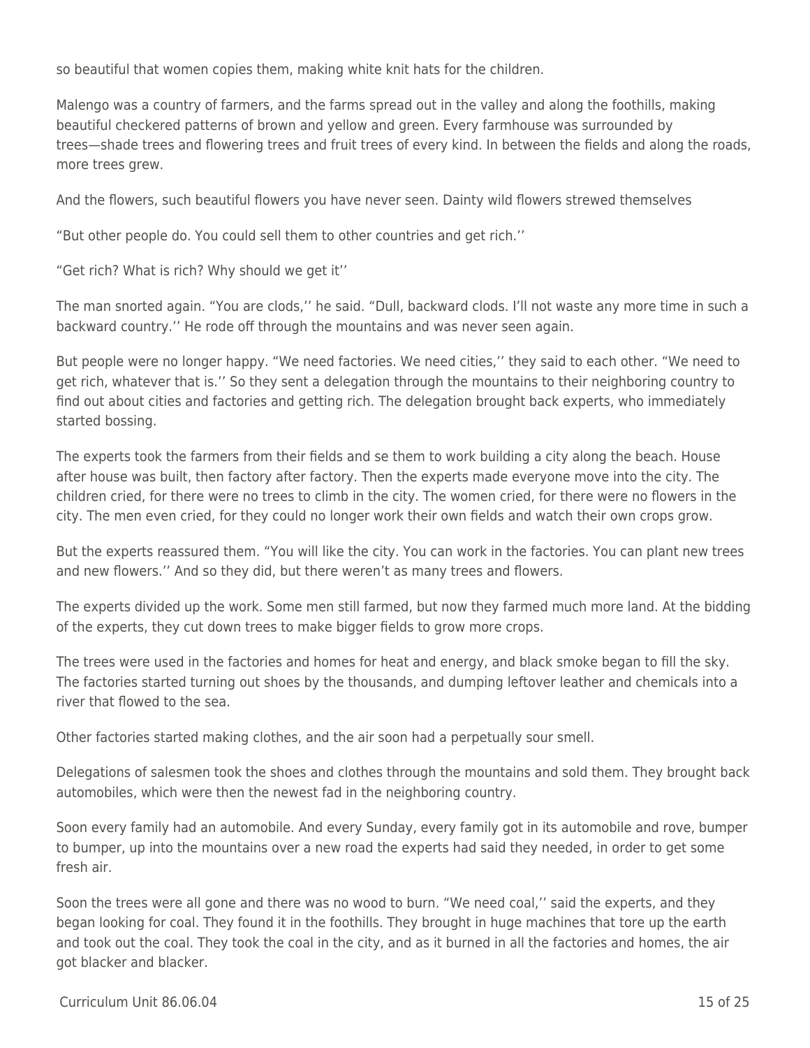so beautiful that women copies them, making white knit hats for the children.

Malengo was a country of farmers, and the farms spread out in the valley and along the foothills, making beautiful checkered patterns of brown and yellow and green. Every farmhouse was surrounded by trees—shade trees and flowering trees and fruit trees of every kind. In between the fields and along the roads, more trees grew.

And the flowers, such beautiful flowers you have never seen. Dainty wild flowers strewed themselves

"But other people do. You could sell them to other countries and get rich.''

"Get rich? What is rich? Why should we get it''

The man snorted again. "You are clods,'' he said. "Dull, backward clods. I'll not waste any more time in such a backward country.'' He rode off through the mountains and was never seen again.

But people were no longer happy. "We need factories. We need cities,'' they said to each other. "We need to get rich, whatever that is.'' So they sent a delegation through the mountains to their neighboring country to find out about cities and factories and getting rich. The delegation brought back experts, who immediately started bossing.

The experts took the farmers from their fields and se them to work building a city along the beach. House after house was built, then factory after factory. Then the experts made everyone move into the city. The children cried, for there were no trees to climb in the city. The women cried, for there were no flowers in the city. The men even cried, for they could no longer work their own fields and watch their own crops grow.

But the experts reassured them. "You will like the city. You can work in the factories. You can plant new trees and new flowers.'' And so they did, but there weren't as many trees and flowers.

The experts divided up the work. Some men still farmed, but now they farmed much more land. At the bidding of the experts, they cut down trees to make bigger fields to grow more crops.

The trees were used in the factories and homes for heat and energy, and black smoke began to fill the sky. The factories started turning out shoes by the thousands, and dumping leftover leather and chemicals into a river that flowed to the sea.

Other factories started making clothes, and the air soon had a perpetually sour smell.

Delegations of salesmen took the shoes and clothes through the mountains and sold them. They brought back automobiles, which were then the newest fad in the neighboring country.

Soon every family had an automobile. And every Sunday, every family got in its automobile and rove, bumper to bumper, up into the mountains over a new road the experts had said they needed, in order to get some fresh air.

Soon the trees were all gone and there was no wood to burn. "We need coal,'' said the experts, and they began looking for coal. They found it in the foothills. They brought in huge machines that tore up the earth and took out the coal. They took the coal in the city, and as it burned in all the factories and homes, the air got blacker and blacker.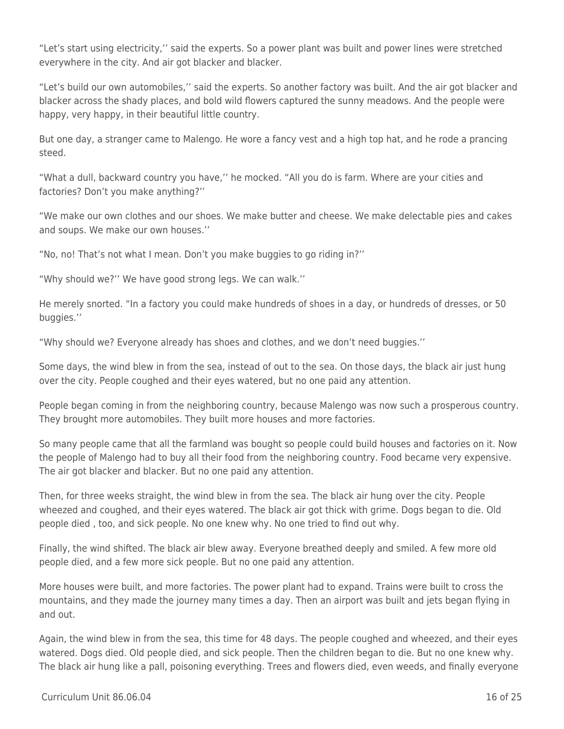“Let’s start using electricity,’’ said the experts. So a power plant was built and power lines were stretched everywhere in the city. And air got blacker and blacker.

“Let’s build our own automobiles,’’ said the experts. So another factory was built. And the air got blacker and blacker across the shady places, and bold wild flowers captured the sunny meadows. And the people were happy, very happy, in their beautiful little country.

But one day, a stranger came to Malengo. He wore a fancy vest and a high top hat, and he rode a prancing steed.

“What a dull, backward country you have,’’ he mocked. “All you do is farm. Where are your cities and factories? Don’t you make anything?’’

“We make our own clothes and our shoes. We make butter and cheese. We make delectable pies and cakes and soups. We make our own houses.’’

“No, no! That’s not what I mean. Don’t you make buggies to go riding in?’’

“Why should we?’’ We have good strong legs. We can walk.’’

He merely snorted. “In a factory you could make hundreds of shoes in a day, or hundreds of dresses, or 50 buggies.’’

“Why should we? Everyone already has shoes and clothes, and we don’t need buggies.’’

Some days, the wind blew in from the sea, instead of out to the sea. On those days, the black air just hung over the city. People coughed and their eyes watered, but no one paid any attention.

People began coming in from the neighboring country, because Malengo was now such a prosperous country. They brought more automobiles. They built more houses and more factories.

So many people came that all the farmland was bought so people could build houses and factories on it. Now the people of Malengo had to buy all their food from the neighboring country. Food became very expensive. The air got blacker and blacker. But no one paid any attention.

Then, for three weeks straight, the wind blew in from the sea. The black air hung over the city. People wheezed and coughed, and their eyes watered. The black air got thick with grime. Dogs began to die. Old people died , too, and sick people. No one knew why. No one tried to find out why.

Finally, the wind shifted. The black air blew away. Everyone breathed deeply and smiled. A few more old people died, and a few more sick people. But no one paid any attention.

More houses were built, and more factories. The power plant had to expand. Trains were built to cross the mountains, and they made the journey many times a day. Then an airport was built and jets began flying in and out.

Again, the wind blew in from the sea, this time for 48 days. The people coughed and wheezed, and their eyes watered. Dogs died. Old people died, and sick people. Then the children began to die. But no one knew why. The black air hung like a pall, poisoning everything. Trees and flowers died, even weeds, and finally everyone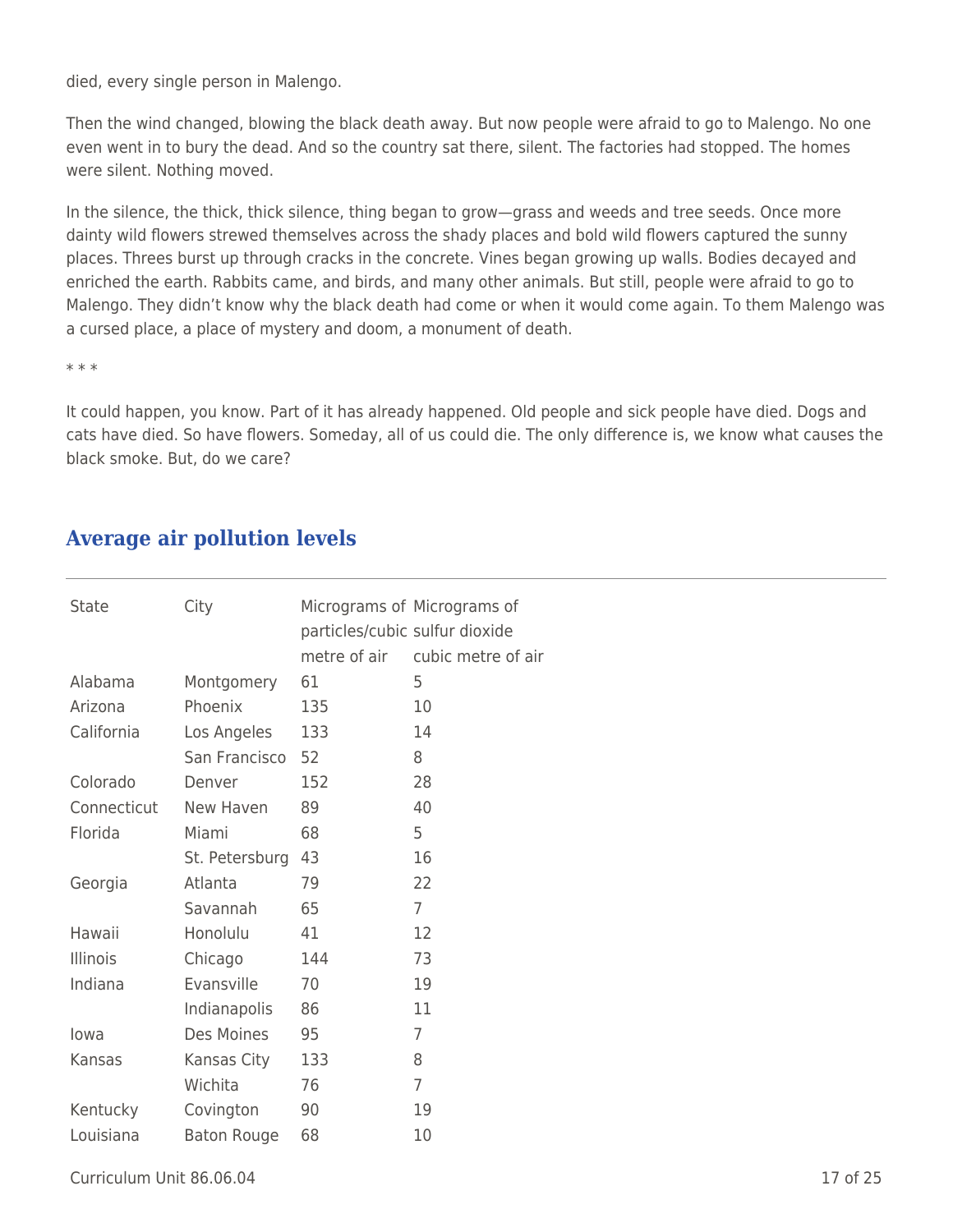died, every single person in Malengo.

Then the wind changed, blowing the black death away. But now people were afraid to go to Malengo. No one even went in to bury the dead. And so the country sat there, silent. The factories had stopped. The homes were silent. Nothing moved.

In the silence, the thick, thick silence, thing began to grow—grass and weeds and tree seeds. Once more dainty wild flowers strewed themselves across the shady places and bold wild flowers captured the sunny places. Threes burst up through cracks in the concrete. Vines began growing up walls. Bodies decayed and enriched the earth. Rabbits came, and birds, and many other animals. But still, people were afraid to go to Malengo. They didn't know why the black death had come or when it would come again. To them Malengo was a cursed place, a place of mystery and doom, a monument of death.

* * *

It could happen, you know. Part of it has already happened. Old people and sick people have died. Dogs and cats have died. So have flowers. Someday, all of us could die. The only difference is, we know what causes the black smoke. But, do we care?

## Average air pollution levels

| State | City | Micrograms of particles/cubic metre of air | Micrograms of sulfur dioxide cubic metre of air |
|---|---|---|---|
| Alabama | Montgomery | 61 | 5 |
| Arizona | Phoenix | 135 | 10 |
| California | Los Angeles | 133 | 14 |
| | San Francisco | 52 | 8 |
| Colorado | Denver | 152 | 28 |
| Connecticut | New Haven | 89 | 40 |
| Florida | Miami | 68 | 5 |
| | St. Petersburg | 43 | 16 |
| Georgia | Atlanta | 79 | 22 |
| | Savannah | 65 | 7 |
| Hawaii | Honolulu | 41 | 12 |
| Illinois | Chicago | 144 | 73 |
| Indiana | Evansville | 70 | 19 |
| | Indianapolis | 86 | 11 |
| Iowa | Des Moines | 95 | 7 |
| Kansas | Kansas City | 133 | 8 |
| | Wichita | 76 | 7 |
| Kentucky | Covington | 90 | 19 |
| Louisiana | Baton Rouge | 68 | 10 |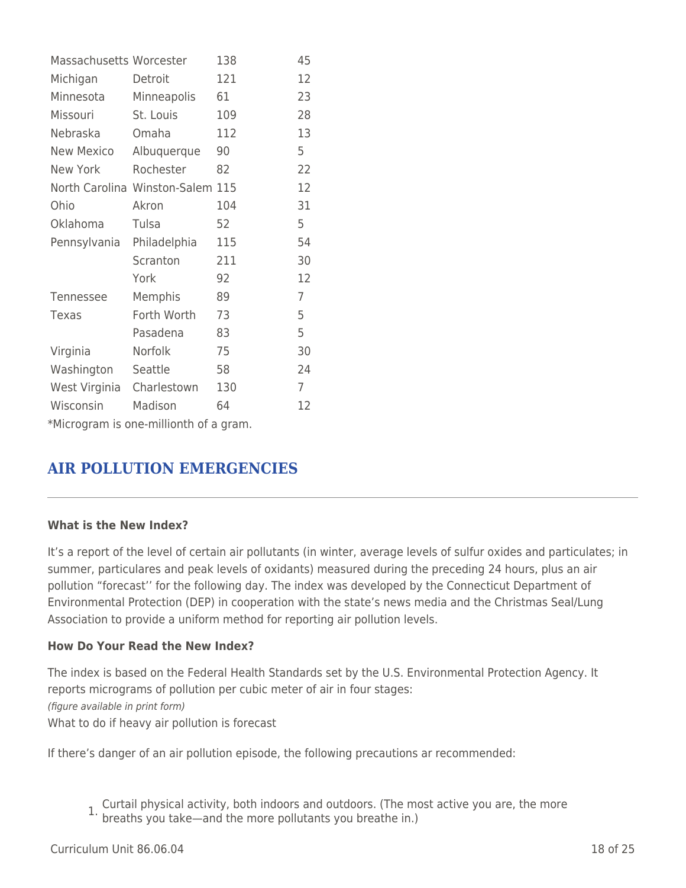| | | | |
|---|---|---|---|
| Massachusetts | Worcester | 138 | 45 |
| Michigan | Detroit | 121 | 12 |
| Minnesota | Minneapolis | 61 | 23 |
| Missouri | St. Louis | 109 | 28 |
| Nebraska | Omaha | 112 | 13 |
| New Mexico | Albuquerque | 90 | 5 |
| New York | Rochester | 82 | 22 |
| North Carolina | Winston-Salem | 115 | 12 |
| Ohio | Akron | 104 | 31 |
| Oklahoma | Tulsa | 52 | 5 |
| Pennsylvania | Philadelphia | 115 | 54 |
| | Scranton | 211 | 30 |
| | York | 92 | 12 |
| Tennessee | Memphis | 89 | 7 |
| Texas | Forth Worth | 73 | 5 |
| | Pasadena | 83 | 5 |
| Virginia | Norfolk | 75 | 30 |
| Washington | Seattle | 58 | 24 |
| West Virginia | Charlestown | 130 | 7 |
| Wisconsin | Madison | 64 | 12 |

*Microgram is one-millionth of a gram.

## AIR POLLUTION EMERGENCIES

**What is the New Index?**

It's a report of the level of certain air pollutants (in winter, average levels of sulfur oxides and particulates; in summer, particulares and peak levels of oxidants) measured during the preceding 24 hours, plus an air pollution "forecast'' for the following day. The index was developed by the Connecticut Department of Environmental Protection (DEP) in cooperation with the state's news media and the Christmas Seal/Lung Association to provide a uniform method for reporting air pollution levels.

**How Do Your Read the New Index?**

The index is based on the Federal Health Standards set by the U.S. Environmental Protection Agency. It reports micrograms of pollution per cubic meter of air in four stages:

*(figure available in print form)*

What to do if heavy air pollution is forecast

If there's danger of an air pollution episode, the following precautions ar recommended:

1. Curtail physical activity, both indoors and outdoors. (The most active you are, the more breaths you take—and the more pollutants you breathe in.)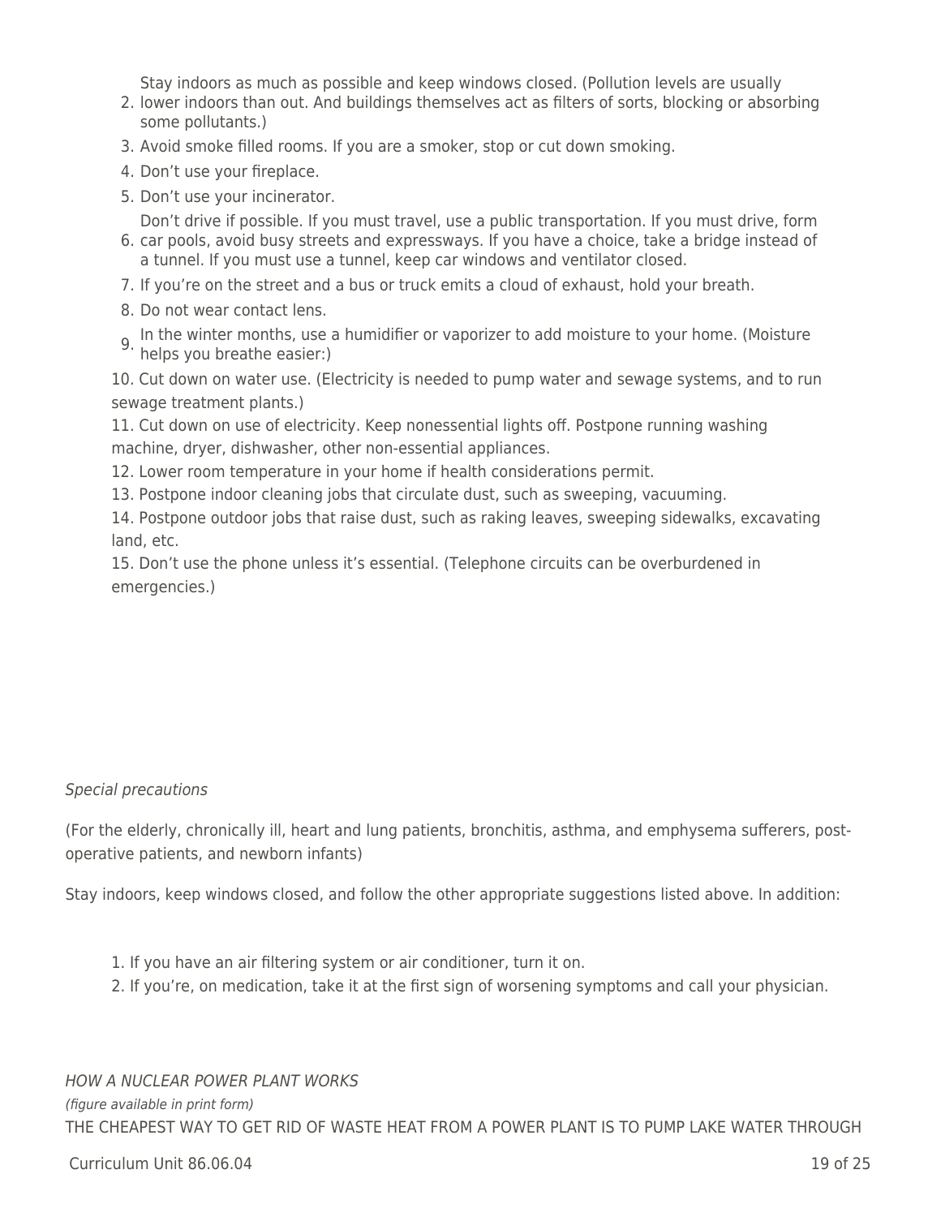2. Stay indoors as much as possible and keep windows closed. (Pollution levels are usually lower indoors than out. And buildings themselves act as filters of sorts, blocking or absorbing some pollutants.)
3. Avoid smoke filled rooms. If you are a smoker, stop or cut down smoking.
4. Don't use your fireplace.
5. Don't use your incinerator.
6. Don't drive if possible. If you must travel, use a public transportation. If you must drive, form car pools, avoid busy streets and expressways. If you have a choice, take a bridge instead of a tunnel. If you must use a tunnel, keep car windows and ventilator closed.
7. If you're on the street and a bus or truck emits a cloud of exhaust, hold your breath.
8. Do not wear contact lens.
9. In the winter months, use a humidifier or vaporizer to add moisture to your home. (Moisture helps you breathe easier:)

10. Cut down on water use. (Electricity is needed to pump water and sewage systems, and to run sewage treatment plants.)
11. Cut down on use of electricity. Keep nonessential lights off. Postpone running washing machine, dryer, dishwasher, other non-essential appliances.
12. Lower room temperature in your home if health considerations permit.
13. Postpone indoor cleaning jobs that circulate dust, such as sweeping, vacuuming.
14. Postpone outdoor jobs that raise dust, such as raking leaves, sweeping sidewalks, excavating land, etc.
15. Don't use the phone unless it's essential. (Telephone circuits can be overburdened in emergencies.)

*Special precautions*

(For the elderly, chronically ill, heart and lung patients, bronchitis, asthma, and emphysema sufferers, post-operative patients, and newborn infants)

Stay indoors, keep windows closed, and follow the other appropriate suggestions listed above. In addition:

1. If you have an air filtering system or air conditioner, turn it on.
2. If you're, on medication, take it at the first sign of worsening symptoms and call your physician.

*HOW A NUCLEAR POWER PLANT WORKS*

*(figure available in print form)*

THE CHEAPEST WAY TO GET RID OF WASTE HEAT FROM A POWER PLANT IS TO PUMP LAKE WATER THROUGH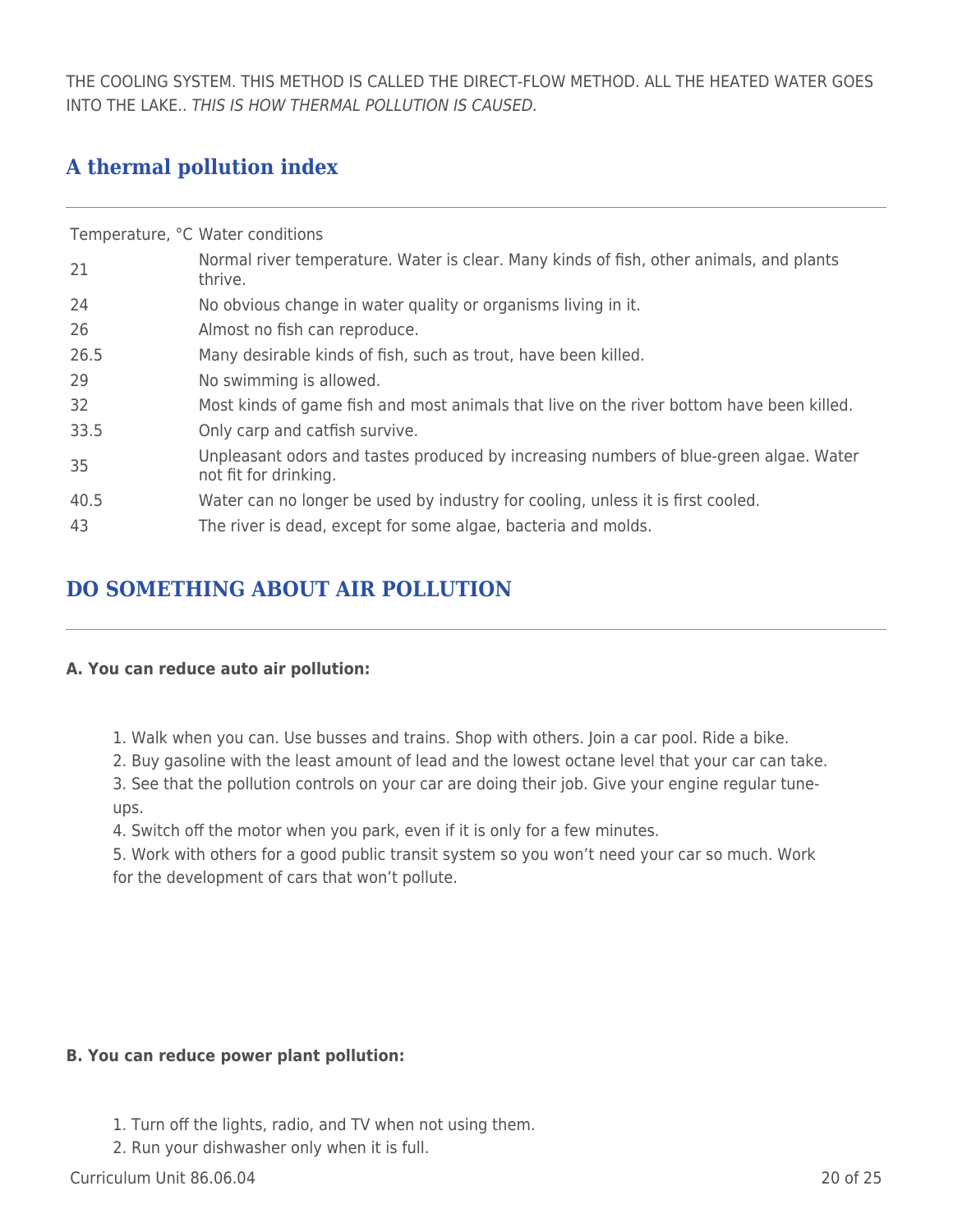THE COOLING SYSTEM. THIS METHOD IS CALLED THE DIRECT-FLOW METHOD. ALL THE HEATED WATER GOES INTO THE LAKE.. *THIS IS HOW THERMAL POLLUTION IS CAUSED.*

## A thermal pollution index

| Temperature, °C | Water conditions |
|---|---|
| 21 | Normal river temperature. Water is clear. Many kinds of fish, other animals, and plants thrive. |
| 24 | No obvious change in water quality or organisms living in it. |
| 26 | Almost no fish can reproduce. |
| 26.5 | Many desirable kinds of fish, such as trout, have been killed. |
| 29 | No swimming is allowed. |
| 32 | Most kinds of game fish and most animals that live on the river bottom have been killed. |
| 33.5 | Only carp and catfish survive. |
| 35 | Unpleasant odors and tastes produced by increasing numbers of blue-green algae. Water not fit for drinking. |
| 40.5 | Water can no longer be used by industry for cooling, unless it is first cooled. |
| 43 | The river is dead, except for some algae, bacteria and molds. |

## DO SOMETHING ABOUT AIR POLLUTION

**A. You can reduce auto air pollution:**

1. Walk when you can. Use busses and trains. Shop with others. Join a car pool. Ride a bike.
2. Buy gasoline with the least amount of lead and the lowest octane level that your car can take.
3. See that the pollution controls on your car are doing their job. Give your engine regular tune-ups.
4. Switch off the motor when you park, even if it is only for a few minutes.
5. Work with others for a good public transit system so you won't need your car so much. Work for the development of cars that won't pollute.

**B. You can reduce power plant pollution:**

1. Turn off the lights, radio, and TV when not using them.
2. Run your dishwasher only when it is full.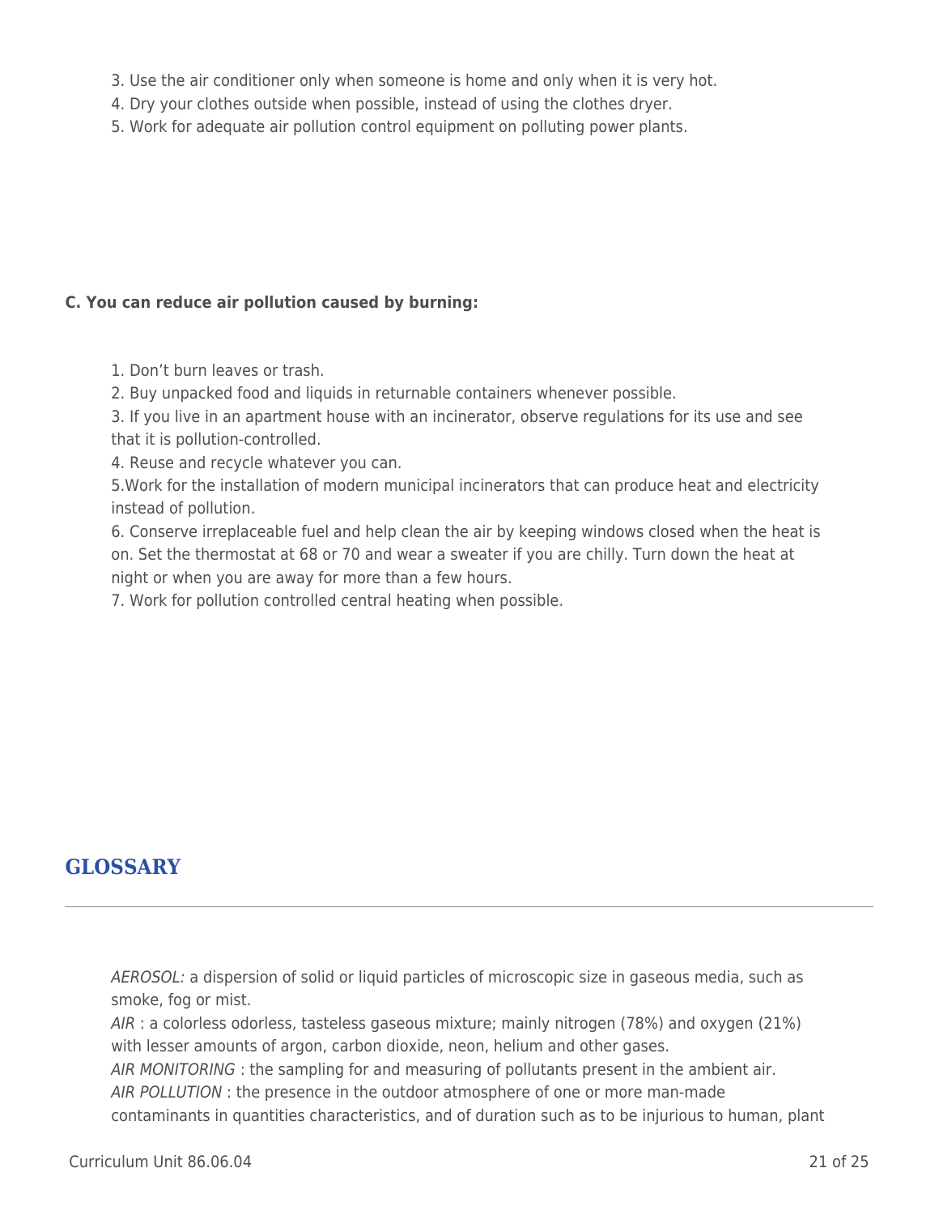3. Use the air conditioner only when someone is home and only when it is very hot.
4. Dry your clothes outside when possible, instead of using the clothes dryer.
5. Work for adequate air pollution control equipment on polluting power plants.

**C. You can reduce air pollution caused by burning:**

1. Don't burn leaves or trash.
2. Buy unpacked food and liquids in returnable containers whenever possible.
3. If you live in an apartment house with an incinerator, observe regulations for its use and see that it is pollution-controlled.
4. Reuse and recycle whatever you can.
5.Work for the installation of modern municipal incinerators that can produce heat and electricity instead of pollution.
6. Conserve irreplaceable fuel and help clean the air by keeping windows closed when the heat is on. Set the thermostat at 68 or 70 and wear a sweater if you are chilly. Turn down the heat at night or when you are away for more than a few hours.
7. Work for pollution controlled central heating when possible.

## GLOSSARY

*AEROSOL:* a dispersion of solid or liquid particles of microscopic size in gaseous media, such as smoke, fog or mist.
*AIR* : a colorless odorless, tasteless gaseous mixture; mainly nitrogen (78%) and oxygen (21%) with lesser amounts of argon, carbon dioxide, neon, helium and other gases.
*AIR MONITORING* : the sampling for and measuring of pollutants present in the ambient air.
*AIR POLLUTION* : the presence in the outdoor atmosphere of one or more man-made contaminants in quantities characteristics, and of duration such as to be injurious to human, plant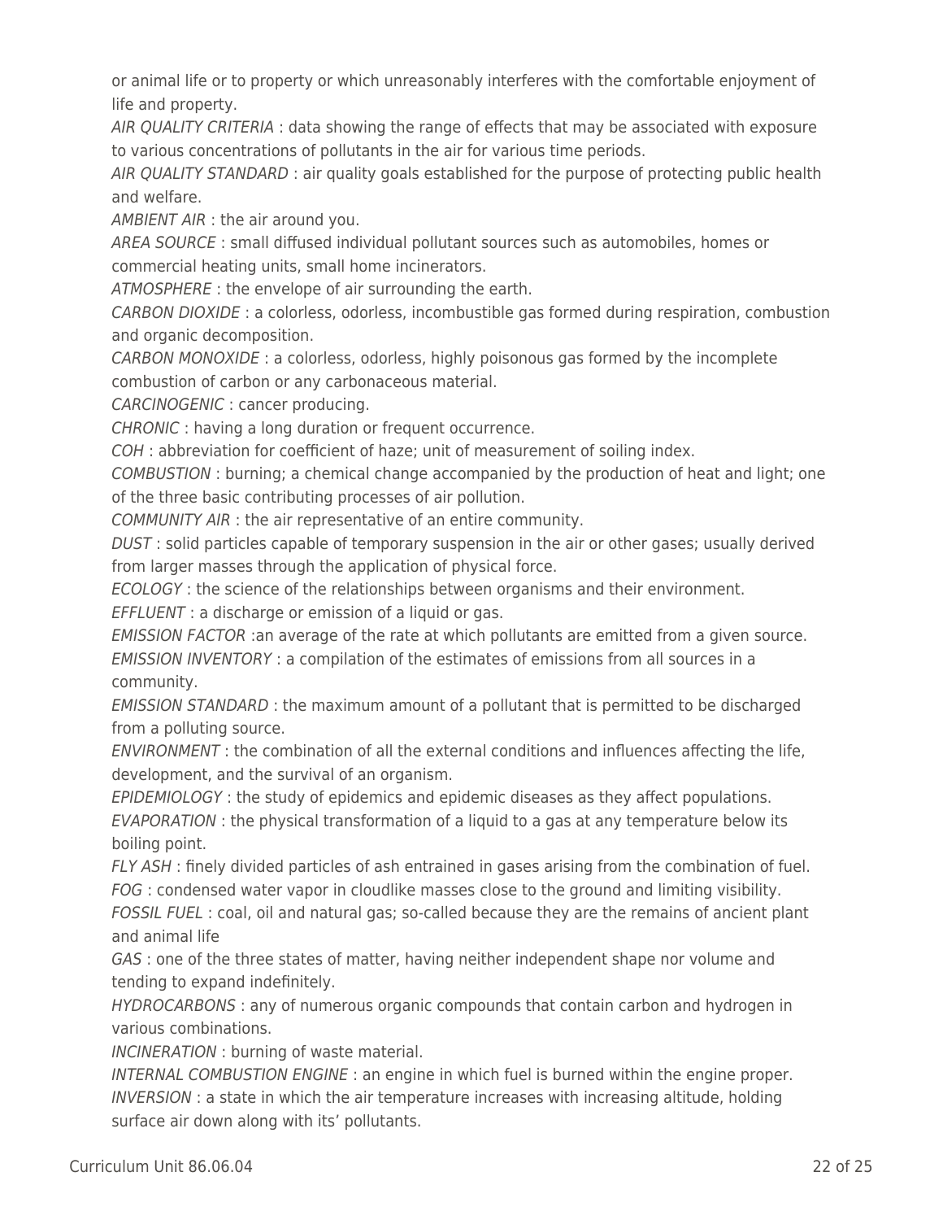or animal life or to property or which unreasonably interferes with the comfortable enjoyment of life and property.

*AIR QUALITY CRITERIA* : data showing the range of effects that may be associated with exposure to various concentrations of pollutants in the air for various time periods.

*AIR QUALITY STANDARD* : air quality goals established for the purpose of protecting public health and welfare.

*AMBIENT AIR* : the air around you.

*AREA SOURCE* : small diffused individual pollutant sources such as automobiles, homes or commercial heating units, small home incinerators.

*ATMOSPHERE* : the envelope of air surrounding the earth.

*CARBON DIOXIDE* : a colorless, odorless, incombustible gas formed during respiration, combustion and organic decomposition.

*CARBON MONOXIDE* : a colorless, odorless, highly poisonous gas formed by the incomplete combustion of carbon or any carbonaceous material.

*CARCINOGENIC* : cancer producing.

*CHRONIC* : having a long duration or frequent occurrence.

*COH* : abbreviation for coefficient of haze; unit of measurement of soiling index.

*COMBUSTION* : burning; a chemical change accompanied by the production of heat and light; one of the three basic contributing processes of air pollution.

*COMMUNITY AIR* : the air representative of an entire community.

*DUST* : solid particles capable of temporary suspension in the air or other gases; usually derived from larger masses through the application of physical force.

*ECOLOGY* : the science of the relationships between organisms and their environment.

*EFFLUENT* : a discharge or emission of a liquid or gas.

*EMISSION FACTOR* :an average of the rate at which pollutants are emitted from a given source.

*EMISSION INVENTORY* : a compilation of the estimates of emissions from all sources in a community.

*EMISSION STANDARD* : the maximum amount of a pollutant that is permitted to be discharged from a polluting source.

*ENVIRONMENT* : the combination of all the external conditions and influences affecting the life, development, and the survival of an organism.

*EPIDEMIOLOGY* : the study of epidemics and epidemic diseases as they affect populations.

*EVAPORATION* : the physical transformation of a liquid to a gas at any temperature below its boiling point.

*FLY ASH* : finely divided particles of ash entrained in gases arising from the combination of fuel.

*FOG* : condensed water vapor in cloudlike masses close to the ground and limiting visibility.

*FOSSIL FUEL* : coal, oil and natural gas; so-called because they are the remains of ancient plant and animal life

*GAS* : one of the three states of matter, having neither independent shape nor volume and tending to expand indefinitely.

*HYDROCARBONS* : any of numerous organic compounds that contain carbon and hydrogen in various combinations.

*INCINERATION* : burning of waste material.

*INTERNAL COMBUSTION ENGINE* : an engine in which fuel is burned within the engine proper.

*INVERSION* : a state in which the air temperature increases with increasing altitude, holding surface air down along with its' pollutants.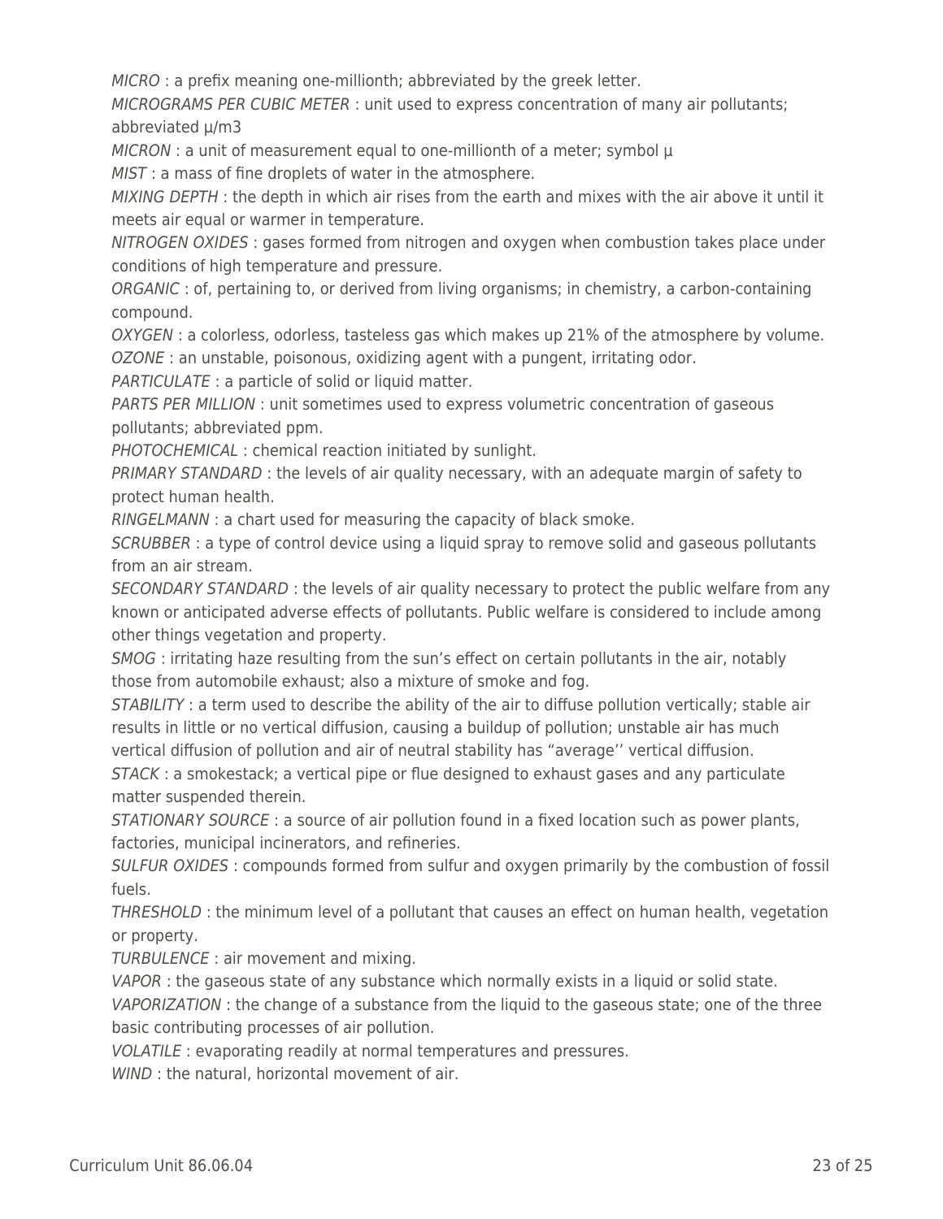*MICRO* : a prefix meaning one-millionth; abbreviated by the greek letter.

*MICROGRAMS PER CUBIC METER* : unit used to express concentration of many air pollutants; abbreviated µ/m3

*MICRON* : a unit of measurement equal to one-millionth of a meter; symbol µ

*MIST* : a mass of fine droplets of water in the atmosphere.

*MIXING DEPTH* : the depth in which air rises from the earth and mixes with the air above it until it meets air equal or warmer in temperature.

*NITROGEN OXIDES* : gases formed from nitrogen and oxygen when combustion takes place under conditions of high temperature and pressure.

*ORGANIC* : of, pertaining to, or derived from living organisms; in chemistry, a carbon-containing compound.

*OXYGEN* : a colorless, odorless, tasteless gas which makes up 21% of the atmosphere by volume.

*OZONE* : an unstable, poisonous, oxidizing agent with a pungent, irritating odor.

*PARTICULATE* : a particle of solid or liquid matter.

*PARTS PER MILLION* : unit sometimes used to express volumetric concentration of gaseous pollutants; abbreviated ppm.

*PHOTOCHEMICAL* : chemical reaction initiated by sunlight.

*PRIMARY STANDARD* : the levels of air quality necessary, with an adequate margin of safety to protect human health.

*RINGELMANN* : a chart used for measuring the capacity of black smoke.

*SCRUBBER* : a type of control device using a liquid spray to remove solid and gaseous pollutants from an air stream.

*SECONDARY STANDARD* : the levels of air quality necessary to protect the public welfare from any known or anticipated adverse effects of pollutants. Public welfare is considered to include among other things vegetation and property.

*SMOG* : irritating haze resulting from the sun's effect on certain pollutants in the air, notably those from automobile exhaust; also a mixture of smoke and fog.

*STABILITY* : a term used to describe the ability of the air to diffuse pollution vertically; stable air results in little or no vertical diffusion, causing a buildup of pollution; unstable air has much vertical diffusion of pollution and air of neutral stability has "average'' vertical diffusion.

*STACK* : a smokestack; a vertical pipe or flue designed to exhaust gases and any particulate matter suspended therein.

*STATIONARY SOURCE* : a source of air pollution found in a fixed location such as power plants, factories, municipal incinerators, and refineries.

*SULFUR OXIDES* : compounds formed from sulfur and oxygen primarily by the combustion of fossil fuels.

*THRESHOLD* : the minimum level of a pollutant that causes an effect on human health, vegetation or property.

*TURBULENCE* : air movement and mixing.

*VAPOR* : the gaseous state of any substance which normally exists in a liquid or solid state.

*VAPORIZATION* : the change of a substance from the liquid to the gaseous state; one of the three basic contributing processes of air pollution.

*VOLATILE* : evaporating readily at normal temperatures and pressures.

*WIND* : the natural, horizontal movement of air.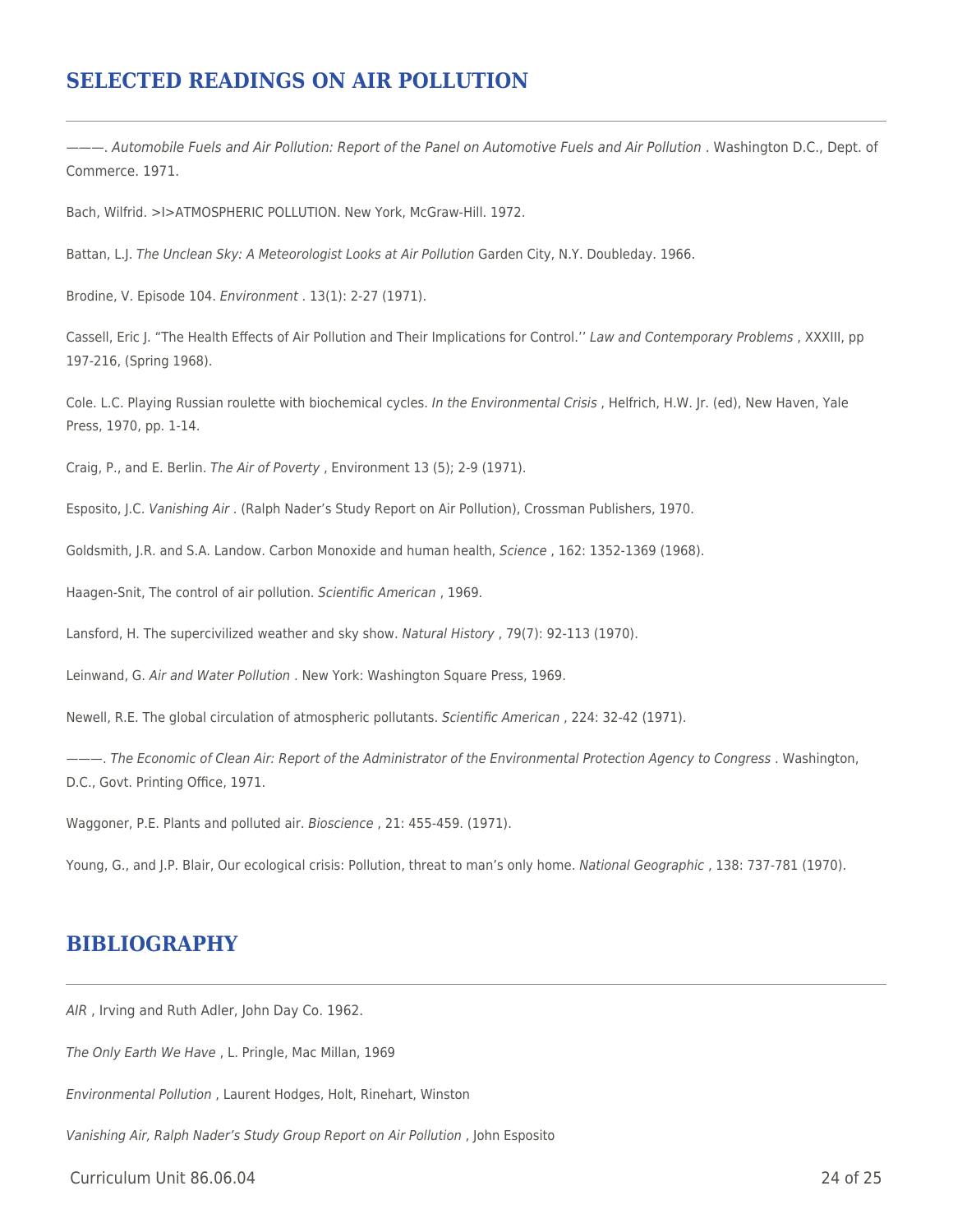## SELECTED READINGS ON AIR POLLUTION

———. *Automobile Fuels and Air Pollution: Report of the Panel on Automotive Fuels and Air Pollution* . Washington D.C., Dept. of Commerce. 1971.

Bach, Wilfrid. >I>ATMOSPHERIC POLLUTION. New York, McGraw-Hill. 1972.

Battan, L.J. *The Unclean Sky: A Meteorologist Looks at Air Pollution* Garden City, N.Y. Doubleday. 1966.

Brodine, V. Episode 104. *Environment* . 13(1): 2-27 (1971).

Cassell, Eric J. "The Health Effects of Air Pollution and Their Implications for Control.'' *Law and Contemporary Problems* , XXXIII, pp 197-216, (Spring 1968).

Cole. L.C. Playing Russian roulette with biochemical cycles. *In the Environmental Crisis* , Helfrich, H.W. Jr. (ed), New Haven, Yale Press, 1970, pp. 1-14.

Craig, P., and E. Berlin. *The Air of Poverty* , Environment 13 (5); 2-9 (1971).

Esposito, J.C. *Vanishing Air* . (Ralph Nader's Study Report on Air Pollution), Crossman Publishers, 1970.

Goldsmith, J.R. and S.A. Landow. Carbon Monoxide and human health, *Science* , 162: 1352-1369 (1968).

Haagen-Snit, The control of air pollution. *Scientific American* , 1969.

Lansford, H. The supercivilized weather and sky show. *Natural History* , 79(7): 92-113 (1970).

Leinwand, G. *Air and Water Pollution* . New York: Washington Square Press, 1969.

Newell, R.E. The global circulation of atmospheric pollutants. *Scientific American* , 224: 32-42 (1971).

———. *The Economic of Clean Air: Report of the Administrator of the Environmental Protection Agency to Congress* . Washington, D.C., Govt. Printing Office, 1971.

Waggoner, P.E. Plants and polluted air. *Bioscience* , 21: 455-459. (1971).

Young, G., and J.P. Blair, Our ecological crisis: Pollution, threat to man's only home. *National Geographic* , 138: 737-781 (1970).

## BIBLIOGRAPHY

*AIR* , Irving and Ruth Adler, John Day Co. 1962.

*The Only Earth We Have* , L. Pringle, Mac Millan, 1969

*Environmental Pollution* , Laurent Hodges, Holt, Rinehart, Winston

*Vanishing Air, Ralph Nader's Study Group Report on Air Pollution* , John Esposito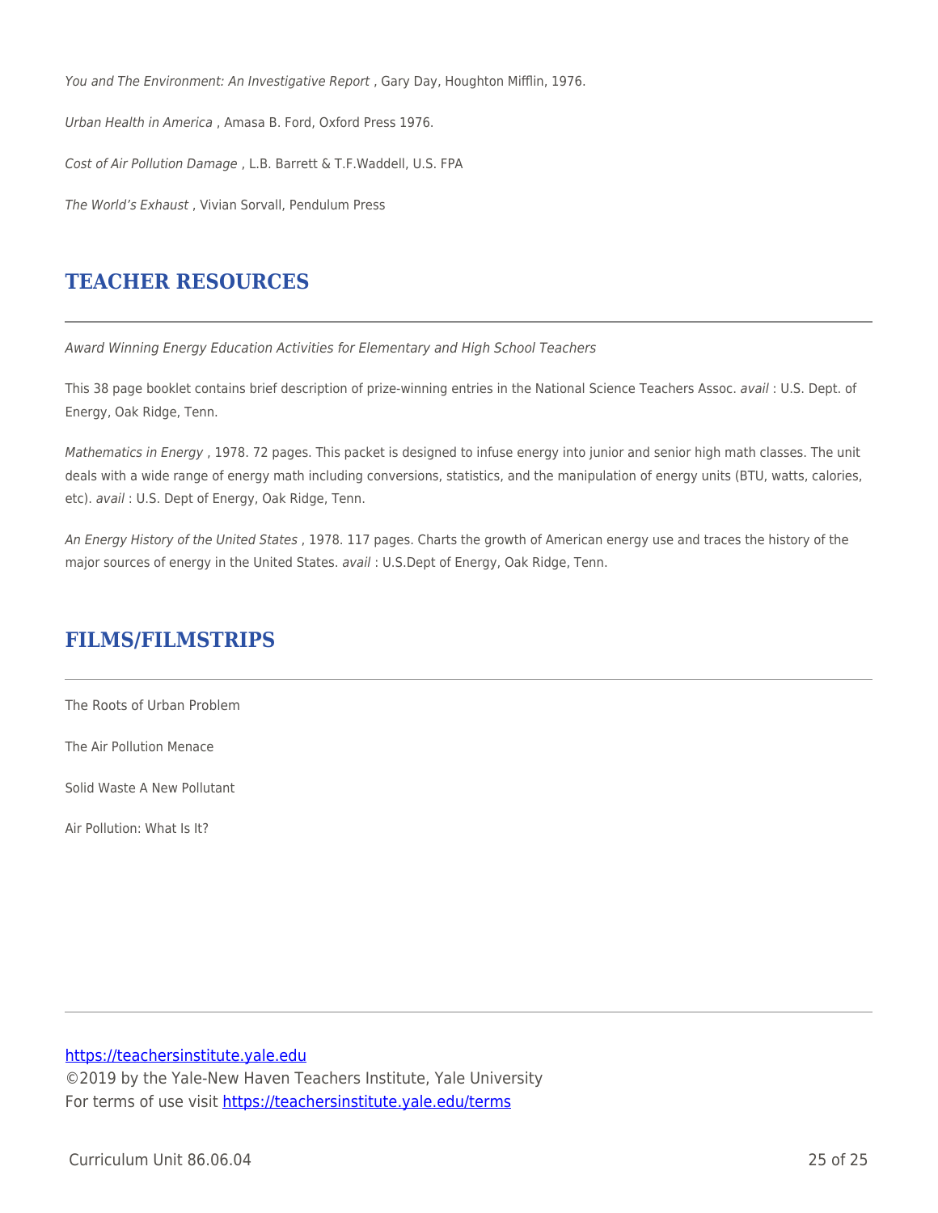*You and The Environment: An Investigative Report* , Gary Day, Houghton Mifflin, 1976.

*Urban Health in America* , Amasa B. Ford, Oxford Press 1976.

*Cost of Air Pollution Damage* , L.B. Barrett & T.F.Waddell, U.S. FPA

*The World's Exhaust* , Vivian Sorvall, Pendulum Press

## TEACHER RESOURCES

*Award Winning Energy Education Activities for Elementary and High School Teachers*

This 38 page booklet contains brief description of prize-winning entries in the National Science Teachers Assoc. *avail* : U.S. Dept. of Energy, Oak Ridge, Tenn.

*Mathematics in Energy* , 1978. 72 pages. This packet is designed to infuse energy into junior and senior high math classes. The unit deals with a wide range of energy math including conversions, statistics, and the manipulation of energy units (BTU, watts, calories, etc). *avail* : U.S. Dept of Energy, Oak Ridge, Tenn.

*An Energy History of the United States* , 1978. 117 pages. Charts the growth of American energy use and traces the history of the major sources of energy in the United States. *avail* : U.S.Dept of Energy, Oak Ridge, Tenn.

## FILMS/FILMSTRIPS

The Roots of Urban Problem

The Air Pollution Menace

Solid Waste A New Pollutant

Air Pollution: What Is It?

https://teachersinstitute.yale.edu
©2019 by the Yale-New Haven Teachers Institute, Yale University
For terms of use visit https://teachersinstitute.yale.edu/terms

Curriculum Unit 86.06.04